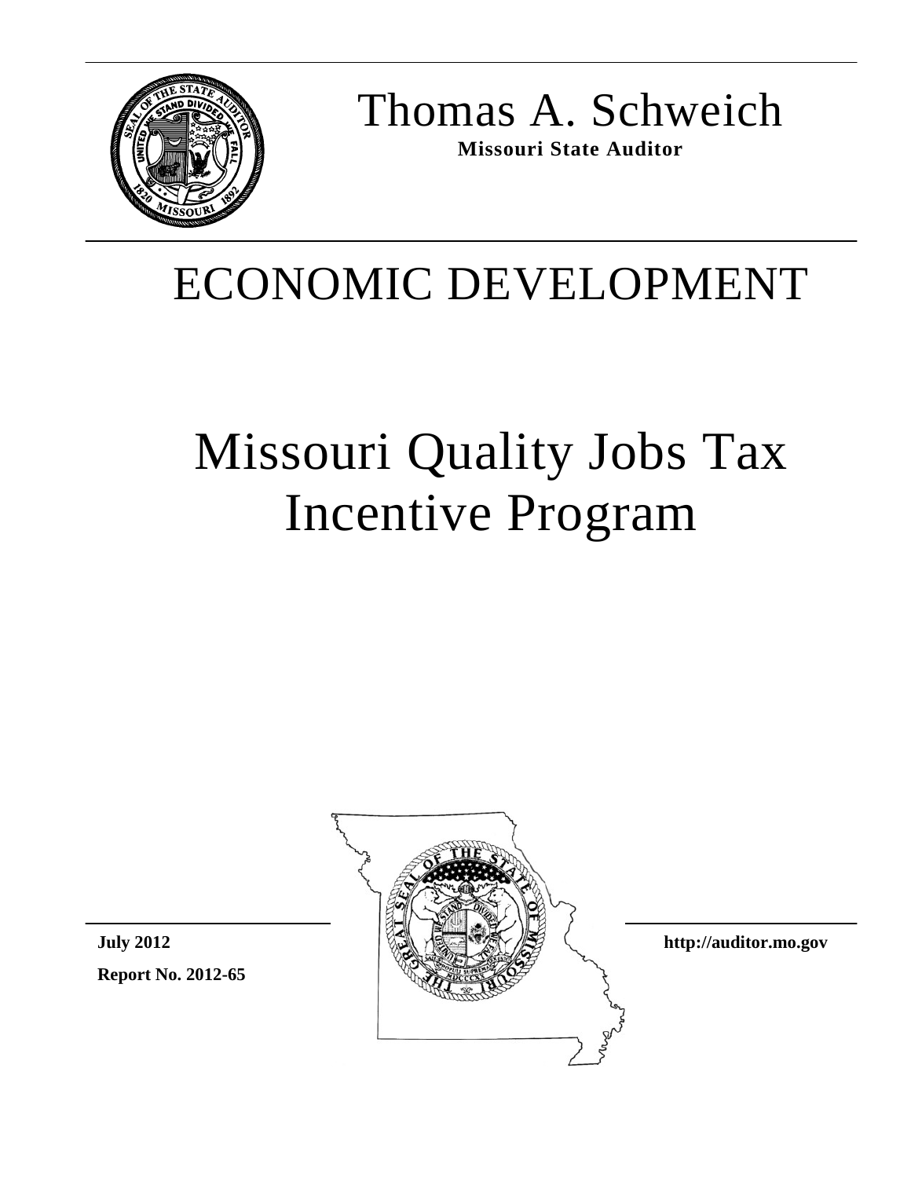Thomas A. Schweich

**Missouri State Auditor**

# ECONOMIC DEVELOPMENT

# Missouri Quality Jobs Tax Incentive Program

**July 2012**

**Report No. 2012-65**

**http://auditor.mo.gov**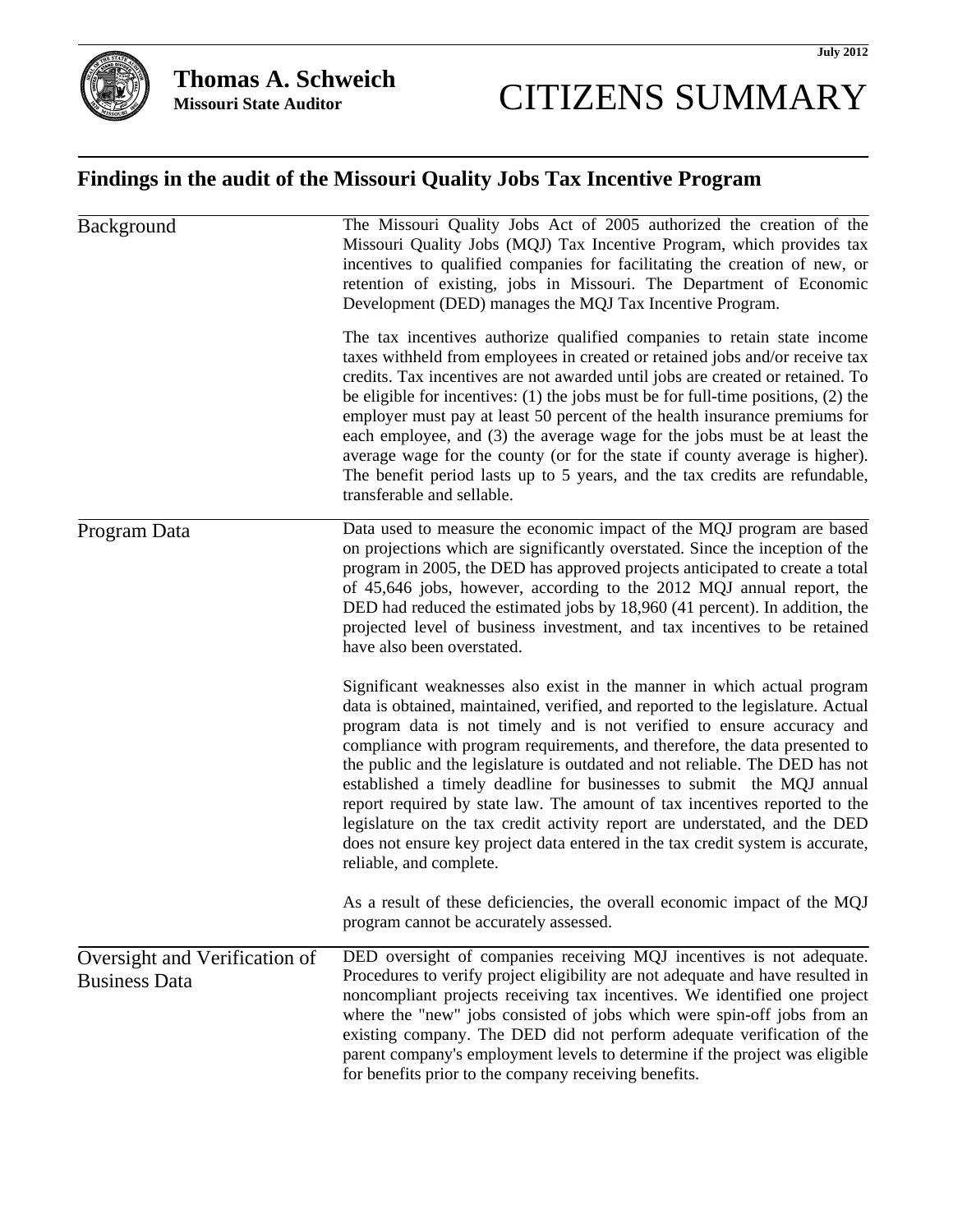Thomas A. Schweich
**Missouri State Auditor**

July 2012

# CITIZENS SUMMARY

## Findings in the audit of the Missouri Quality Jobs Tax Incentive Program

### Background

The Missouri Quality Jobs Act of 2005 authorized the creation of the Missouri Quality Jobs (MQJ) Tax Incentive Program, which provides tax incentives to qualified companies for facilitating the creation of new, or retention of existing, jobs in Missouri. The Department of Economic Development (DED) manages the MQJ Tax Incentive Program.

The tax incentives authorize qualified companies to retain state income taxes withheld from employees in created or retained jobs and/or receive tax credits. Tax incentives are not awarded until jobs are created or retained. To be eligible for incentives: (1) the jobs must be for full-time positions, (2) the employer must pay at least 50 percent of the health insurance premiums for each employee, and (3) the average wage for the jobs must be at least the average wage for the county (or for the state if county average is higher). The benefit period lasts up to 5 years, and the tax credits are refundable, transferable and sellable.

### Program Data

Data used to measure the economic impact of the MQJ program are based on projections which are significantly overstated. Since the inception of the program in 2005, the DED has approved projects anticipated to create a total of 45,646 jobs, however, according to the 2012 MQJ annual report, the DED had reduced the estimated jobs by 18,960 (41 percent). In addition, the projected level of business investment, and tax incentives to be retained have also been overstated.

Significant weaknesses also exist in the manner in which actual program data is obtained, maintained, verified, and reported to the legislature. Actual program data is not timely and is not verified to ensure accuracy and compliance with program requirements, and therefore, the data presented to the public and the legislature is outdated and not reliable. The DED has not established a timely deadline for businesses to submit the MQJ annual report required by state law. The amount of tax incentives reported to the legislature on the tax credit activity report are understated, and the DED does not ensure key project data entered in the tax credit system is accurate, reliable, and complete.

As a result of these deficiencies, the overall economic impact of the MQJ program cannot be accurately assessed.

### Oversight and Verification of Business Data

DED oversight of companies receiving MQJ incentives is not adequate. Procedures to verify project eligibility are not adequate and have resulted in noncompliant projects receiving tax incentives. We identified one project where the "new" jobs consisted of jobs which were spin-off jobs from an existing company. The DED did not perform adequate verification of the parent company's employment levels to determine if the project was eligible for benefits prior to the company receiving benefits.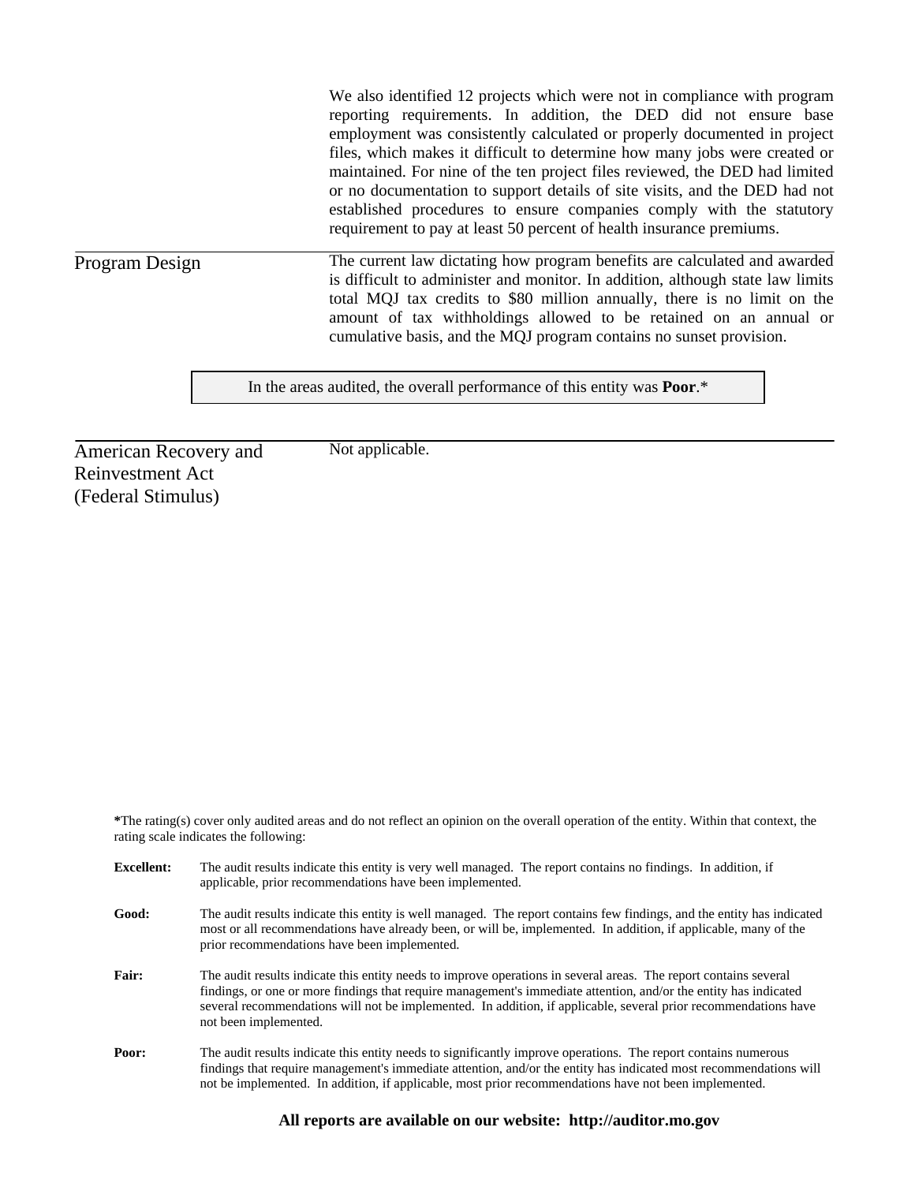We also identified 12 projects which were not in compliance with program reporting requirements. In addition, the DED did not ensure base employment was consistently calculated or properly documented in project files, which makes it difficult to determine how many jobs were created or maintained. For nine of the ten project files reviewed, the DED had limited or no documentation to support details of site visits, and the DED had not established procedures to ensure companies comply with the statutory requirement to pay at least 50 percent of health insurance premiums.

**Program Design**

The current law dictating how program benefits are calculated and awarded is difficult to administer and monitor. In addition, although state law limits total MQJ tax credits to $80 million annually, there is no limit on the amount of tax withholdings allowed to be retained on an annual or cumulative basis, and the MQJ program contains no sunset provision.

In the areas audited, the overall performance of this entity was **Poor**.*

**American Recovery and Reinvestment Act (Federal Stimulus)**

Not applicable.

***The rating(s) cover only audited areas and do not reflect an opinion on the overall operation of the entity. Within that context, the rating scale indicates the following:

**Excellent:** The audit results indicate this entity is very well managed. The report contains no findings. In addition, if applicable, prior recommendations have been implemented.

**Good:** The audit results indicate this entity is well managed. The report contains few findings, and the entity has indicated most or all recommendations have already been, or will be, implemented. In addition, if applicable, many of the prior recommendations have been implemented.

**Fair:** The audit results indicate this entity needs to improve operations in several areas. The report contains several findings, or one or more findings that require management's immediate attention, and/or the entity has indicated several recommendations will not be implemented. In addition, if applicable, several prior recommendations have not been implemented.

**Poor:** The audit results indicate this entity needs to significantly improve operations. The report contains numerous findings that require management's immediate attention, and/or the entity has indicated most recommendations will not be implemented. In addition, if applicable, most prior recommendations have not been implemented.

**All reports are available on our website: http://auditor.mo.gov**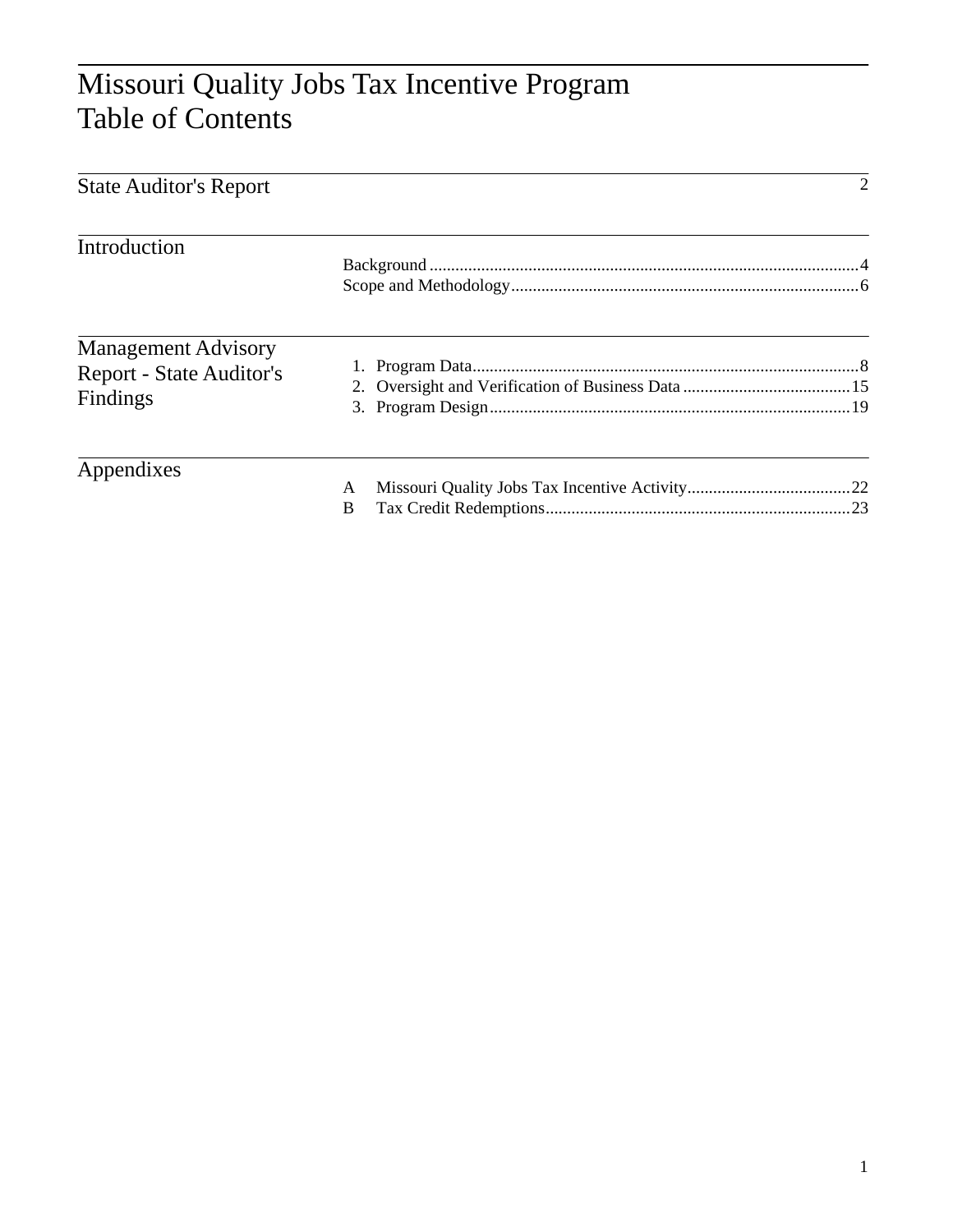# Missouri Quality Jobs Tax Incentive Program
# Table of Contents

## State Auditor's Report

State Auditor's Report ........ 2

## Introduction

- Background ........ 4
- Scope and Methodology ........ 6

## Management Advisory Report - State Auditor's Findings

1. Program Data ........ 8
2. Oversight and Verification of Business Data ........ 15
3. Program Design ........ 19

## Appendixes

- A Missouri Quality Jobs Tax Incentive Activity ........ 22
- B Tax Credit Redemptions ........ 23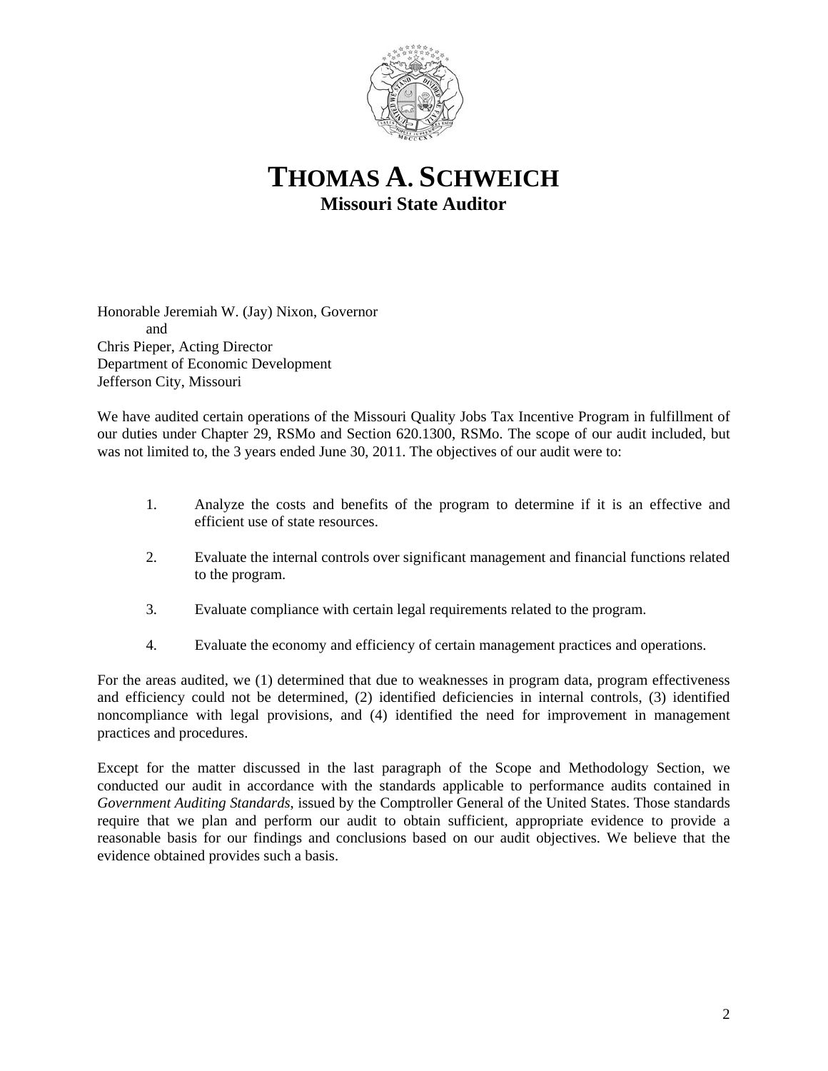# THOMAS A. SCHWEICH

## Missouri State Auditor

Honorable Jeremiah W. (Jay) Nixon, Governor
and
Chris Pieper, Acting Director
Department of Economic Development
Jefferson City, Missouri

We have audited certain operations of the Missouri Quality Jobs Tax Incentive Program in fulfillment of our duties under Chapter 29, RSMo and Section 620.1300, RSMo. The scope of our audit included, but was not limited to, the 3 years ended June 30, 2011. The objectives of our audit were to:

1. Analyze the costs and benefits of the program to determine if it is an effective and efficient use of state resources.
2. Evaluate the internal controls over significant management and financial functions related to the program.
3. Evaluate compliance with certain legal requirements related to the program.
4. Evaluate the economy and efficiency of certain management practices and operations.

For the areas audited, we (1) determined that due to weaknesses in program data, program effectiveness and efficiency could not be determined, (2) identified deficiencies in internal controls, (3) identified noncompliance with legal provisions, and (4) identified the need for improvement in management practices and procedures.

Except for the matter discussed in the last paragraph of the Scope and Methodology Section, we conducted our audit in accordance with the standards applicable to performance audits contained in *Government Auditing Standards*, issued by the Comptroller General of the United States. Those standards require that we plan and perform our audit to obtain sufficient, appropriate evidence to provide a reasonable basis for our findings and conclusions based on our audit objectives. We believe that the evidence obtained provides such a basis.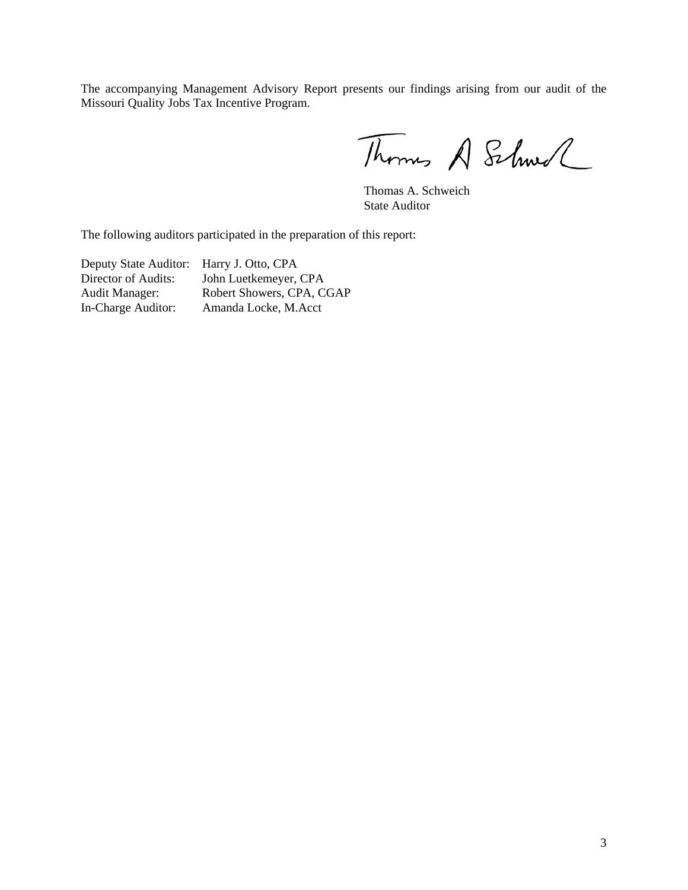The accompanying Management Advisory Report presents our findings arising from our audit of the Missouri Quality Jobs Tax Incentive Program.

Thomas A. Schweich
State Auditor

The following auditors participated in the preparation of this report:

| | |
|---|---|
| Deputy State Auditor: | Harry J. Otto, CPA |
| Director of Audits: | John Luetkemeyer, CPA |
| Audit Manager: | Robert Showers, CPA, CGAP |
| In-Charge Auditor: | Amanda Locke, M.Acct |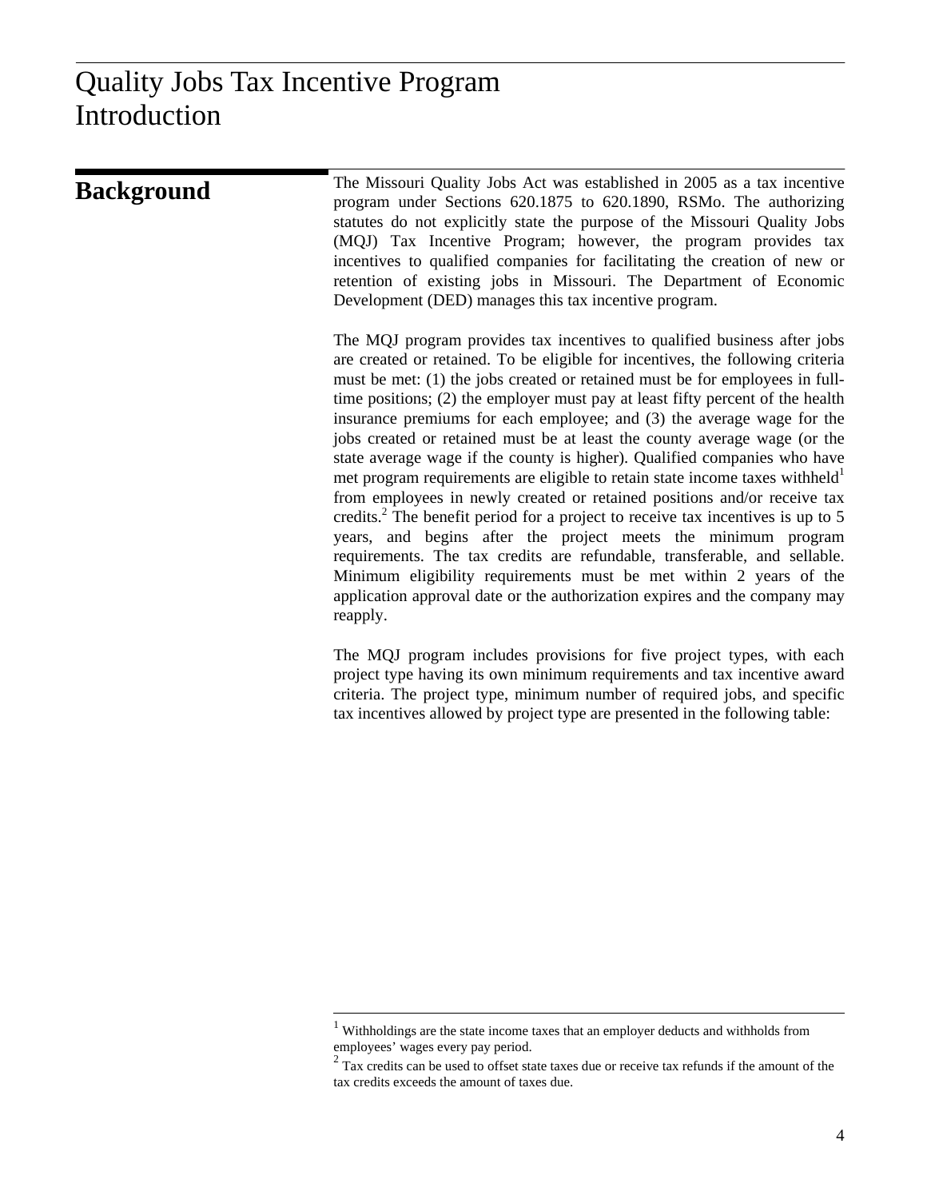# Quality Jobs Tax Incentive Program Introduction

## Background

The Missouri Quality Jobs Act was established in 2005 as a tax incentive program under Sections 620.1875 to 620.1890, RSMo. The authorizing statutes do not explicitly state the purpose of the Missouri Quality Jobs (MQJ) Tax Incentive Program; however, the program provides tax incentives to qualified companies for facilitating the creation of new or retention of existing jobs in Missouri. The Department of Economic Development (DED) manages this tax incentive program.

The MQJ program provides tax incentives to qualified business after jobs are created or retained. To be eligible for incentives, the following criteria must be met: (1) the jobs created or retained must be for employees in full-time positions; (2) the employer must pay at least fifty percent of the health insurance premiums for each employee; and (3) the average wage for the jobs created or retained must be at least the county average wage (or the state average wage if the county is higher). Qualified companies who have met program requirements are eligible to retain state income taxes withheld[1] from employees in newly created or retained positions and/or receive tax credits.[2] The benefit period for a project to receive tax incentives is up to 5 years, and begins after the project meets the minimum program requirements. The tax credits are refundable, transferable, and sellable. Minimum eligibility requirements must be met within 2 years of the application approval date or the authorization expires and the company may reapply.

The MQJ program includes provisions for five project types, with each project type having its own minimum requirements and tax incentive award criteria. The project type, minimum number of required jobs, and specific tax incentives allowed by project type are presented in the following table:

[1] Withholdings are the state income taxes that an employer deducts and withholds from employees' wages every pay period.

[2] Tax credits can be used to offset state taxes due or receive tax refunds if the amount of the tax credits exceeds the amount of taxes due.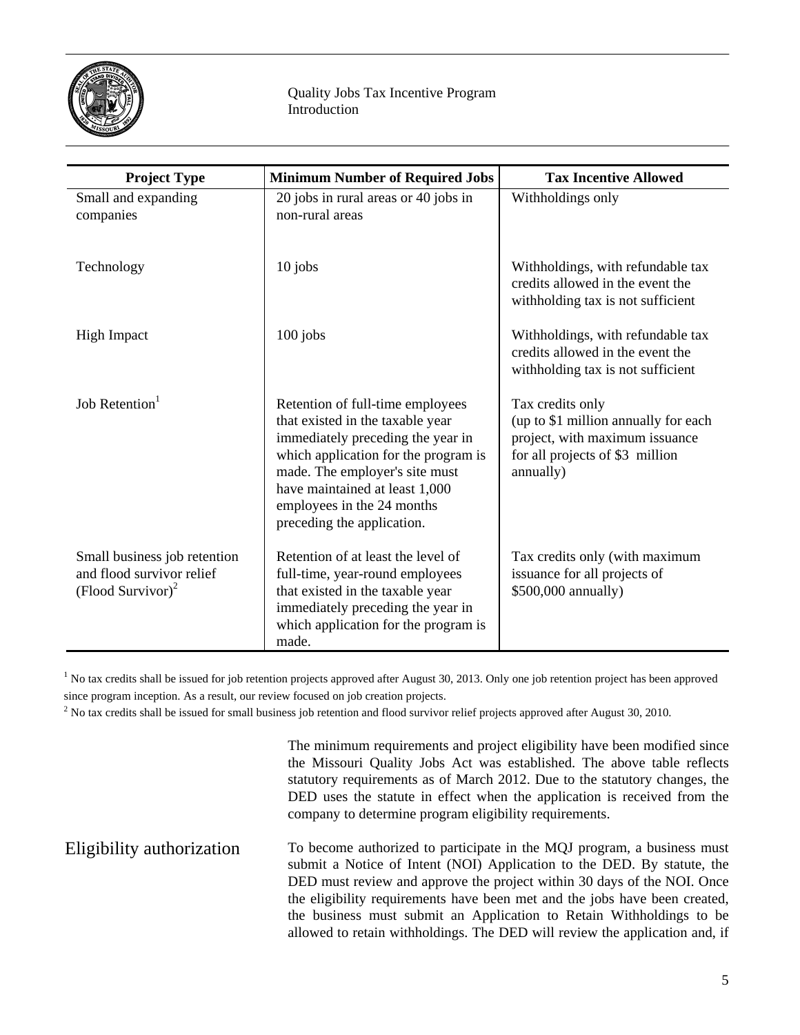| Project Type | Minimum Number of Required Jobs | Tax Incentive Allowed |
| --- | --- | --- |
| Small and expanding companies | 20 jobs in rural areas or 40 jobs in non-rural areas | Withholdings only |
| Technology | 10 jobs | Withholdings, with refundable tax credits allowed in the event the withholding tax is not sufficient |
| High Impact | 100 jobs | Withholdings, with refundable tax credits allowed in the event the withholding tax is not sufficient |
| Job Retention[1] | Retention of full-time employees that existed in the taxable year immediately preceding the year in which application for the program is made. The employer's site must have maintained at least 1,000 employees in the 24 months preceding the application. | Tax credits only (up to $1 million annually for each project, with maximum issuance for all projects of $3 million annually) |
| Small business job retention and flood survivor relief (Flood Survivor)[2] | Retention of at least the level of full-time, year-round employees that existed in the taxable year immediately preceding the year in which application for the program is made. | Tax credits only (with maximum issuance for all projects of $500,000 annually) |

[1] No tax credits shall be issued for job retention projects approved after August 30, 2013. Only one job retention project has been approved since program inception. As a result, our review focused on job creation projects.

[2] No tax credits shall be issued for small business job retention and flood survivor relief projects approved after August 30, 2010.

The minimum requirements and project eligibility have been modified since the Missouri Quality Jobs Act was established. The above table reflects statutory requirements as of March 2012. Due to the statutory changes, the DED uses the statute in effect when the application is received from the company to determine program eligibility requirements.

## Eligibility authorization

To become authorized to participate in the MQJ program, a business must submit a Notice of Intent (NOI) Application to the DED. By statute, the DED must review and approve the project within 30 days of the NOI. Once the eligibility requirements have been met and the jobs have been created, the business must submit an Application to Retain Withholdings to be allowed to retain withholdings. The DED will review the application and, if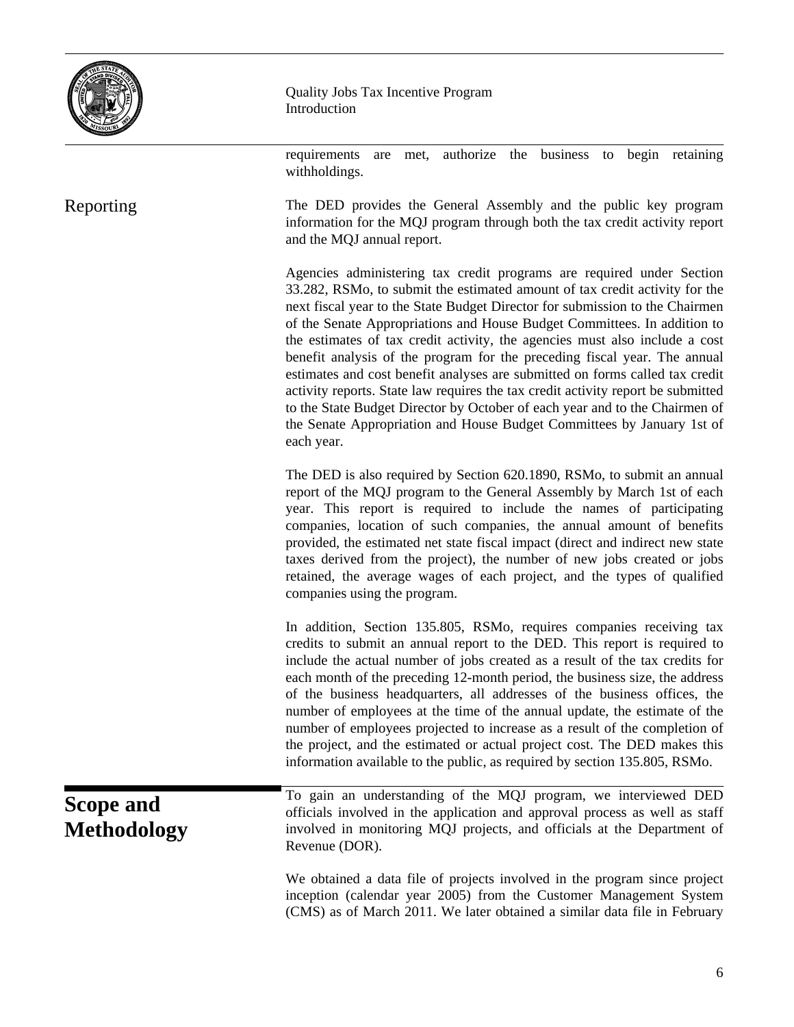requirements are met, authorize the business to begin retaining withholdings.

## Reporting

The DED provides the General Assembly and the public key program information for the MQJ program through both the tax credit activity report and the MQJ annual report.

Agencies administering tax credit programs are required under Section 33.282, RSMo, to submit the estimated amount of tax credit activity for the next fiscal year to the State Budget Director for submission to the Chairmen of the Senate Appropriations and House Budget Committees. In addition to the estimates of tax credit activity, the agencies must also include a cost benefit analysis of the program for the preceding fiscal year. The annual estimates and cost benefit analyses are submitted on forms called tax credit activity reports. State law requires the tax credit activity report be submitted to the State Budget Director by October of each year and to the Chairmen of the Senate Appropriation and House Budget Committees by January 1st of each year.

The DED is also required by Section 620.1890, RSMo, to submit an annual report of the MQJ program to the General Assembly by March 1st of each year. This report is required to include the names of participating companies, location of such companies, the annual amount of benefits provided, the estimated net state fiscal impact (direct and indirect new state taxes derived from the project), the number of new jobs created or jobs retained, the average wages of each project, and the types of qualified companies using the program.

In addition, Section 135.805, RSMo, requires companies receiving tax credits to submit an annual report to the DED. This report is required to include the actual number of jobs created as a result of the tax credits for each month of the preceding 12-month period, the business size, the address of the business headquarters, all addresses of the business offices, the number of employees at the time of the annual update, the estimate of the number of employees projected to increase as a result of the completion of the project, and the estimated or actual project cost. The DED makes this information available to the public, as required by section 135.805, RSMo.

# Scope and Methodology

To gain an understanding of the MQJ program, we interviewed DED officials involved in the application and approval process as well as staff involved in monitoring MQJ projects, and officials at the Department of Revenue (DOR).

We obtained a data file of projects involved in the program since project inception (calendar year 2005) from the Customer Management System (CMS) as of March 2011. We later obtained a similar data file in February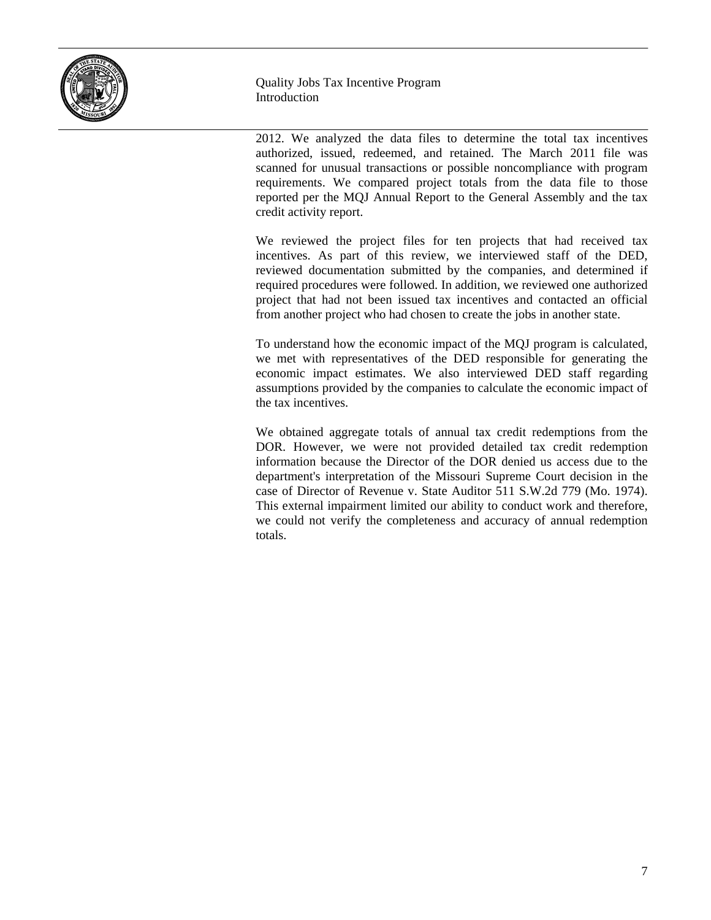2012. We analyzed the data files to determine the total tax incentives authorized, issued, redeemed, and retained. The March 2011 file was scanned for unusual transactions or possible noncompliance with program requirements. We compared project totals from the data file to those reported per the MQJ Annual Report to the General Assembly and the tax credit activity report.

We reviewed the project files for ten projects that had received tax incentives. As part of this review, we interviewed staff of the DED, reviewed documentation submitted by the companies, and determined if required procedures were followed. In addition, we reviewed one authorized project that had not been issued tax incentives and contacted an official from another project who had chosen to create the jobs in another state.

To understand how the economic impact of the MQJ program is calculated, we met with representatives of the DED responsible for generating the economic impact estimates. We also interviewed DED staff regarding assumptions provided by the companies to calculate the economic impact of the tax incentives.

We obtained aggregate totals of annual tax credit redemptions from the DOR. However, we were not provided detailed tax credit redemption information because the Director of the DOR denied us access due to the department's interpretation of the Missouri Supreme Court decision in the case of Director of Revenue v. State Auditor 511 S.W.2d 779 (Mo. 1974). This external impairment limited our ability to conduct work and therefore, we could not verify the completeness and accuracy of annual redemption totals.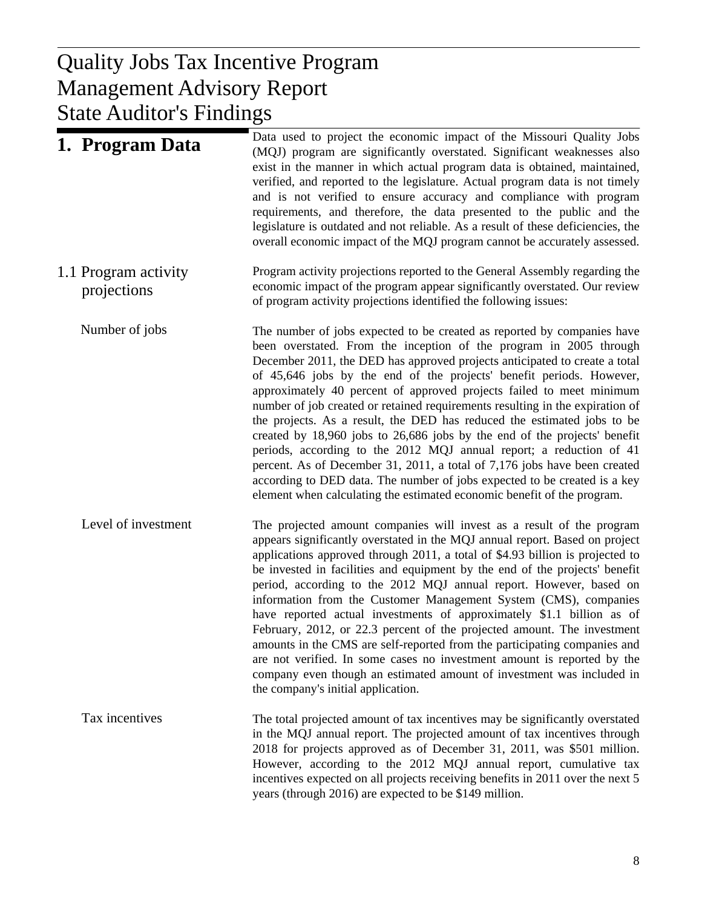# Quality Jobs Tax Incentive Program
# Management Advisory Report
# State Auditor's Findings

## 1. Program Data

Data used to project the economic impact of the Missouri Quality Jobs (MQJ) program are significantly overstated. Significant weaknesses also exist in the manner in which actual program data is obtained, maintained, verified, and reported to the legislature. Actual program data is not timely and is not verified to ensure accuracy and compliance with program requirements, and therefore, the data presented to the public and the legislature is outdated and not reliable. As a result of these deficiencies, the overall economic impact of the MQJ program cannot be accurately assessed.

### 1.1 Program activity projections

Program activity projections reported to the General Assembly regarding the economic impact of the program appear significantly overstated. Our review of program activity projections identified the following issues:

#### Number of jobs

The number of jobs expected to be created as reported by companies have been overstated. From the inception of the program in 2005 through December 2011, the DED has approved projects anticipated to create a total of 45,646 jobs by the end of the projects' benefit periods. However, approximately 40 percent of approved projects failed to meet minimum number of job created or retained requirements resulting in the expiration of the projects. As a result, the DED has reduced the estimated jobs to be created by 18,960 jobs to 26,686 jobs by the end of the projects' benefit periods, according to the 2012 MQJ annual report; a reduction of 41 percent. As of December 31, 2011, a total of 7,176 jobs have been created according to DED data. The number of jobs expected to be created is a key element when calculating the estimated economic benefit of the program.

#### Level of investment

The projected amount companies will invest as a result of the program appears significantly overstated in the MQJ annual report. Based on project applications approved through 2011, a total of $4.93 billion is projected to be invested in facilities and equipment by the end of the projects' benefit period, according to the 2012 MQJ annual report. However, based on information from the Customer Management System (CMS), companies have reported actual investments of approximately $1.1 billion as of February, 2012, or 22.3 percent of the projected amount. The investment amounts in the CMS are self-reported from the participating companies and are not verified. In some cases no investment amount is reported by the company even though an estimated amount of investment was included in the company's initial application.

#### Tax incentives

The total projected amount of tax incentives may be significantly overstated in the MQJ annual report. The projected amount of tax incentives through 2018 for projects approved as of December 31, 2011, was $501 million. However, according to the 2012 MQJ annual report, cumulative tax incentives expected on all projects receiving benefits in 2011 over the next 5 years (through 2016) are expected to be $149 million.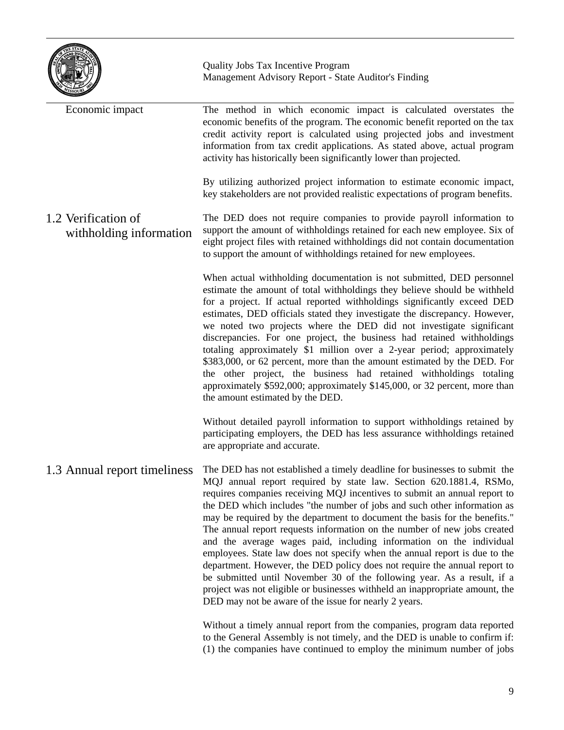### Economic impact

The method in which economic impact is calculated overstates the economic benefits of the program. The economic benefit reported on the tax credit activity report is calculated using projected jobs and investment information from tax credit applications. As stated above, actual program activity has historically been significantly lower than projected.

By utilizing authorized project information to estimate economic impact, key stakeholders are not provided realistic expectations of program benefits.

## 1.2 Verification of withholding information

The DED does not require companies to provide payroll information to support the amount of withholdings retained for each new employee. Six of eight project files with retained withholdings did not contain documentation to support the amount of withholdings retained for new employees.

When actual withholding documentation is not submitted, DED personnel estimate the amount of total withholdings they believe should be withheld for a project. If actual reported withholdings significantly exceed DED estimates, DED officials stated they investigate the discrepancy. However, we noted two projects where the DED did not investigate significant discrepancies. For one project, the business had retained withholdings totaling approximately $1 million over a 2-year period; approximately $383,000, or 62 percent, more than the amount estimated by the DED. For the other project, the business had retained withholdings totaling approximately $592,000; approximately $145,000, or 32 percent, more than the amount estimated by the DED.

Without detailed payroll information to support withholdings retained by participating employers, the DED has less assurance withholdings retained are appropriate and accurate.

## 1.3 Annual report timeliness

The DED has not established a timely deadline for businesses to submit the MQJ annual report required by state law. Section 620.1881.4, RSMo, requires companies receiving MQJ incentives to submit an annual report to the DED which includes "the number of jobs and such other information as may be required by the department to document the basis for the benefits." The annual report requests information on the number of new jobs created and the average wages paid, including information on the individual employees. State law does not specify when the annual report is due to the department. However, the DED policy does not require the annual report to be submitted until November 30 of the following year. As a result, if a project was not eligible or businesses withheld an inappropriate amount, the DED may not be aware of the issue for nearly 2 years.

Without a timely annual report from the companies, program data reported to the General Assembly is not timely, and the DED is unable to confirm if: (1) the companies have continued to employ the minimum number of jobs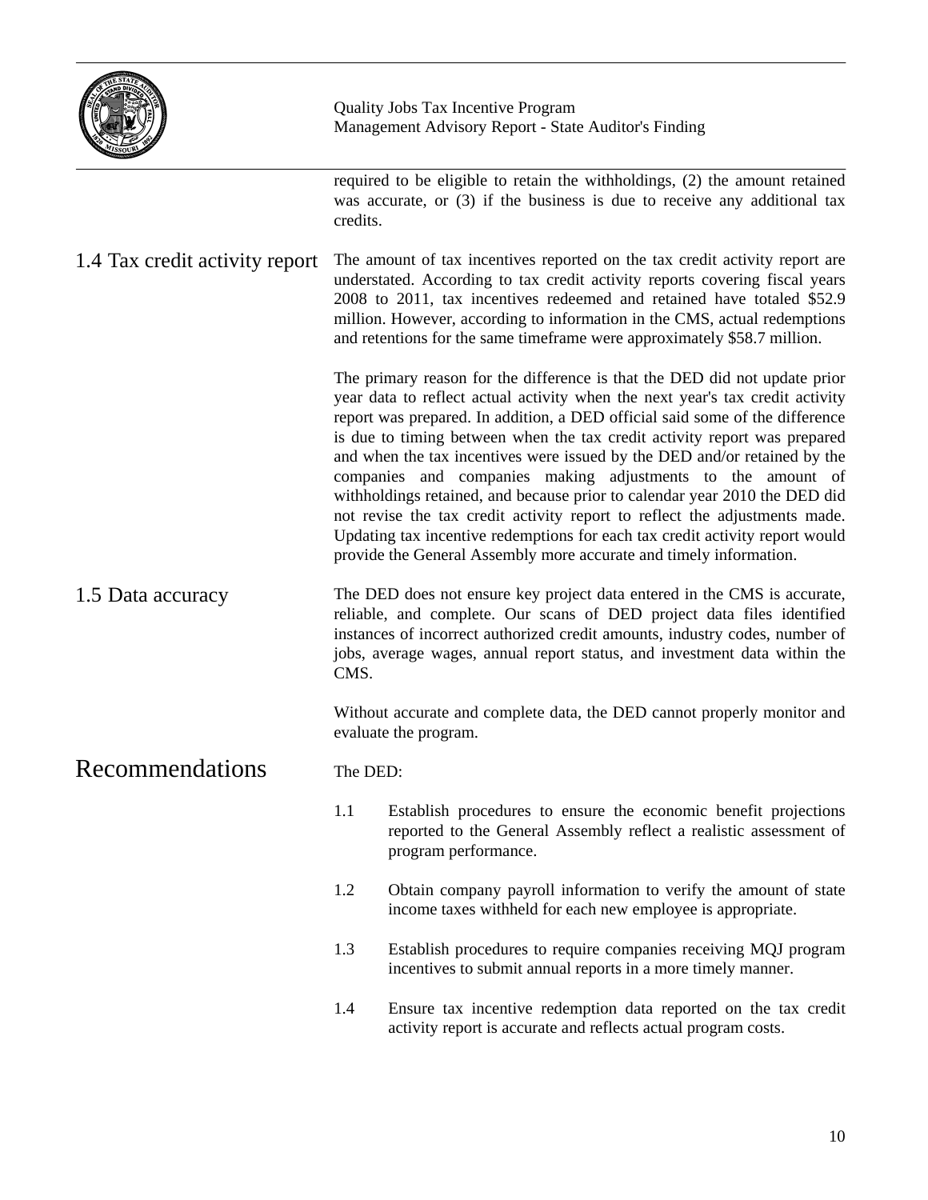required to be eligible to retain the withholdings, (2) the amount retained was accurate, or (3) if the business is due to receive any additional tax credits.

## 1.4 Tax credit activity report

The amount of tax incentives reported on the tax credit activity report are understated. According to tax credit activity reports covering fiscal years 2008 to 2011, tax incentives redeemed and retained have totaled $52.9 million. However, according to information in the CMS, actual redemptions and retentions for the same timeframe were approximately $58.7 million.

The primary reason for the difference is that the DED did not update prior year data to reflect actual activity when the next year's tax credit activity report was prepared. In addition, a DED official said some of the difference is due to timing between when the tax credit activity report was prepared and when the tax incentives were issued by the DED and/or retained by the companies and companies making adjustments to the amount of withholdings retained, and because prior to calendar year 2010 the DED did not revise the tax credit activity report to reflect the adjustments made. Updating tax incentive redemptions for each tax credit activity report would provide the General Assembly more accurate and timely information.

## 1.5 Data accuracy

The DED does not ensure key project data entered in the CMS is accurate, reliable, and complete. Our scans of DED project data files identified instances of incorrect authorized credit amounts, industry codes, number of jobs, average wages, annual report status, and investment data within the CMS.

Without accurate and complete data, the DED cannot properly monitor and evaluate the program.

# Recommendations

The DED:

1.1 Establish procedures to ensure the economic benefit projections reported to the General Assembly reflect a realistic assessment of program performance.

1.2 Obtain company payroll information to verify the amount of state income taxes withheld for each new employee is appropriate.

1.3 Establish procedures to require companies receiving MQJ program incentives to submit annual reports in a more timely manner.

1.4 Ensure tax incentive redemption data reported on the tax credit activity report is accurate and reflects actual program costs.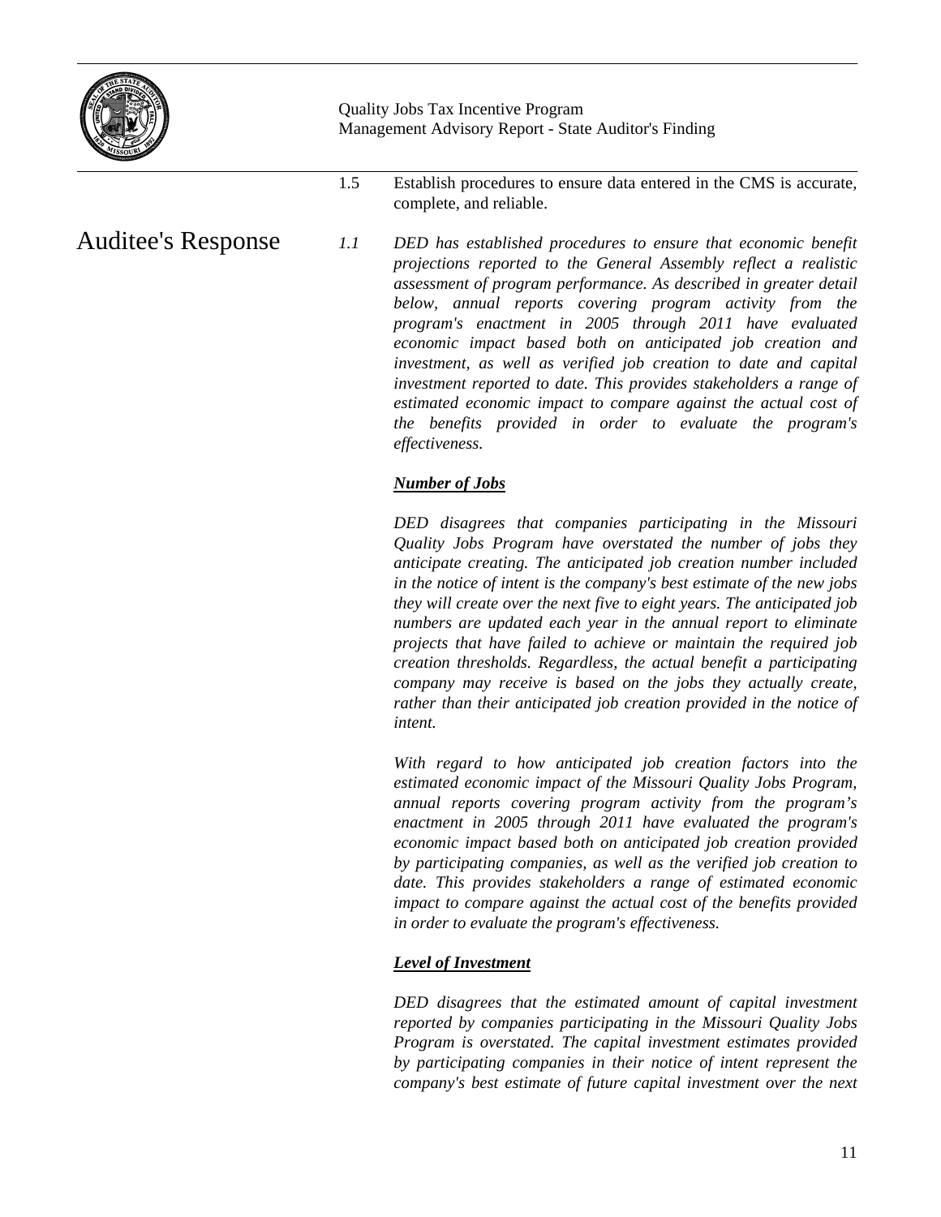1.5 Establish procedures to ensure data entered in the CMS is accurate, complete, and reliable.

## Auditee's Response

*1.1 DED has established procedures to ensure that economic benefit projections reported to the General Assembly reflect a realistic assessment of program performance. As described in greater detail below, annual reports covering program activity from the program's enactment in 2005 through 2011 have evaluated economic impact based both on anticipated job creation and investment, as well as verified job creation to date and capital investment reported to date. This provides stakeholders a range of estimated economic impact to compare against the actual cost of the benefits provided in order to evaluate the program's effectiveness.*

***Number of Jobs***

*DED disagrees that companies participating in the Missouri Quality Jobs Program have overstated the number of jobs they anticipate creating. The anticipated job creation number included in the notice of intent is the company's best estimate of the new jobs they will create over the next five to eight years. The anticipated job numbers are updated each year in the annual report to eliminate projects that have failed to achieve or maintain the required job creation thresholds. Regardless, the actual benefit a participating company may receive is based on the jobs they actually create, rather than their anticipated job creation provided in the notice of intent.*

*With regard to how anticipated job creation factors into the estimated economic impact of the Missouri Quality Jobs Program, annual reports covering program activity from the program's enactment in 2005 through 2011 have evaluated the program's economic impact based both on anticipated job creation provided by participating companies, as well as the verified job creation to date. This provides stakeholders a range of estimated economic impact to compare against the actual cost of the benefits provided in order to evaluate the program's effectiveness.*

***Level of Investment***

*DED disagrees that the estimated amount of capital investment reported by companies participating in the Missouri Quality Jobs Program is overstated. The capital investment estimates provided by participating companies in their notice of intent represent the company's best estimate of future capital investment over the next*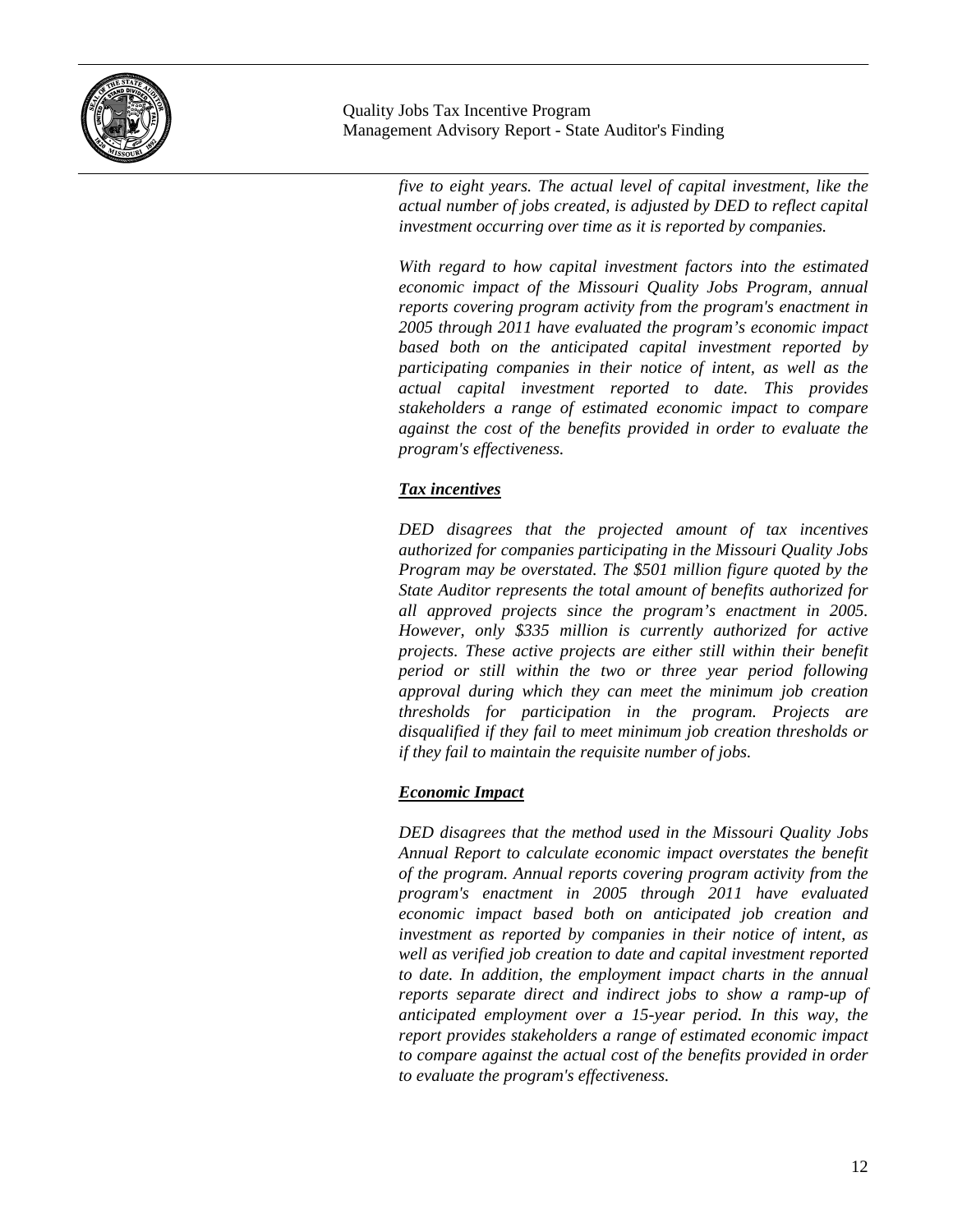*five to eight years. The actual level of capital investment, like the actual number of jobs created, is adjusted by DED to reflect capital investment occurring over time as it is reported by companies.*

*With regard to how capital investment factors into the estimated economic impact of the Missouri Quality Jobs Program, annual reports covering program activity from the program's enactment in 2005 through 2011 have evaluated the program's economic impact based both on the anticipated capital investment reported by participating companies in their notice of intent, as well as the actual capital investment reported to date. This provides stakeholders a range of estimated economic impact to compare against the cost of the benefits provided in order to evaluate the program's effectiveness.*

***Tax incentives***

*DED disagrees that the projected amount of tax incentives authorized for companies participating in the Missouri Quality Jobs Program may be overstated. The $501 million figure quoted by the State Auditor represents the total amount of benefits authorized for all approved projects since the program's enactment in 2005. However, only $335 million is currently authorized for active projects. These active projects are either still within their benefit period or still within the two or three year period following approval during which they can meet the minimum job creation thresholds for participation in the program. Projects are disqualified if they fail to meet minimum job creation thresholds or if they fail to maintain the requisite number of jobs.*

***Economic Impact***

*DED disagrees that the method used in the Missouri Quality Jobs Annual Report to calculate economic impact overstates the benefit of the program. Annual reports covering program activity from the program's enactment in 2005 through 2011 have evaluated economic impact based both on anticipated job creation and investment as reported by companies in their notice of intent, as well as verified job creation to date and capital investment reported to date. In addition, the employment impact charts in the annual reports separate direct and indirect jobs to show a ramp-up of anticipated employment over a 15-year period. In this way, the report provides stakeholders a range of estimated economic impact to compare against the actual cost of the benefits provided in order to evaluate the program's effectiveness.*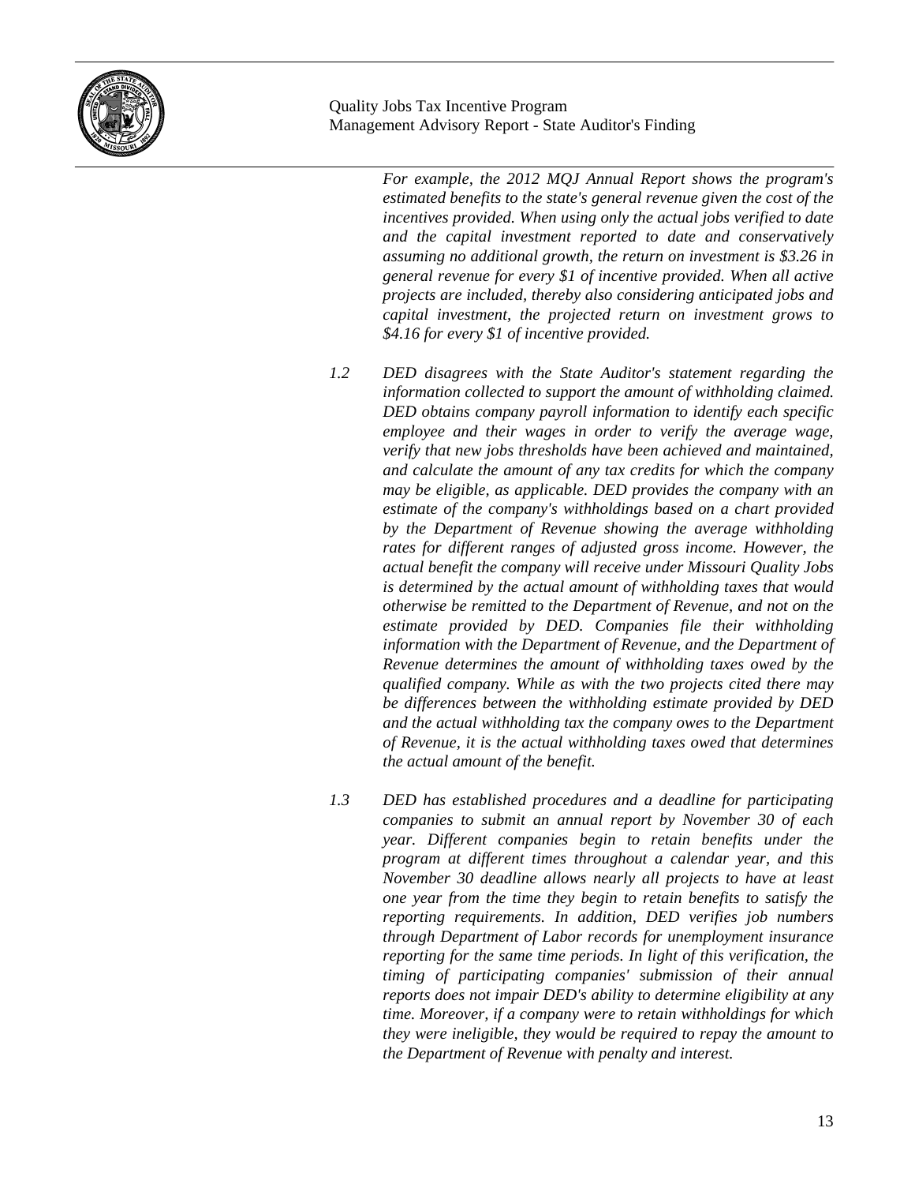*For example, the 2012 MQJ Annual Report shows the program's estimated benefits to the state's general revenue given the cost of the incentives provided. When using only the actual jobs verified to date and the capital investment reported to date and conservatively assuming no additional growth, the return on investment is $3.26 in general revenue for every $1 of incentive provided. When all active projects are included, thereby also considering anticipated jobs and capital investment, the projected return on investment grows to $4.16 for every $1 of incentive provided.*

1.2 *DED disagrees with the State Auditor's statement regarding the information collected to support the amount of withholding claimed. DED obtains company payroll information to identify each specific employee and their wages in order to verify the average wage, verify that new jobs thresholds have been achieved and maintained, and calculate the amount of any tax credits for which the company may be eligible, as applicable. DED provides the company with an estimate of the company's withholdings based on a chart provided by the Department of Revenue showing the average withholding rates for different ranges of adjusted gross income. However, the actual benefit the company will receive under Missouri Quality Jobs is determined by the actual amount of withholding taxes that would otherwise be remitted to the Department of Revenue, and not on the estimate provided by DED. Companies file their withholding information with the Department of Revenue, and the Department of Revenue determines the amount of withholding taxes owed by the qualified company. While as with the two projects cited there may be differences between the withholding estimate provided by DED and the actual withholding tax the company owes to the Department of Revenue, it is the actual withholding taxes owed that determines the actual amount of the benefit.*

1.3 *DED has established procedures and a deadline for participating companies to submit an annual report by November 30 of each year. Different companies begin to retain benefits under the program at different times throughout a calendar year, and this November 30 deadline allows nearly all projects to have at least one year from the time they begin to retain benefits to satisfy the reporting requirements. In addition, DED verifies job numbers through Department of Labor records for unemployment insurance reporting for the same time periods. In light of this verification, the timing of participating companies' submission of their annual reports does not impair DED's ability to determine eligibility at any time. Moreover, if a company were to retain withholdings for which they were ineligible, they would be required to repay the amount to the Department of Revenue with penalty and interest.*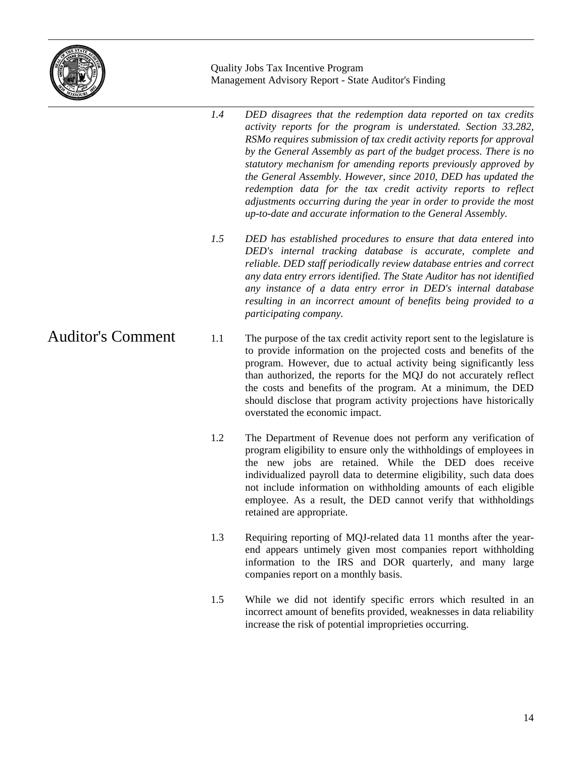*1.4 DED disagrees that the redemption data reported on tax credits activity reports for the program is understated. Section 33.282, RSMo requires submission of tax credit activity reports for approval by the General Assembly as part of the budget process. There is no statutory mechanism for amending reports previously approved by the General Assembly. However, since 2010, DED has updated the redemption data for the tax credit activity reports to reflect adjustments occurring during the year in order to provide the most up-to-date and accurate information to the General Assembly.*

*1.5 DED has established procedures to ensure that data entered into DED's internal tracking database is accurate, complete and reliable. DED staff periodically review database entries and correct any data entry errors identified. The State Auditor has not identified any instance of a data entry error in DED's internal database resulting in an incorrect amount of benefits being provided to a participating company.*

## Auditor's Comment

1.1 The purpose of the tax credit activity report sent to the legislature is to provide information on the projected costs and benefits of the program. However, due to actual activity being significantly less than authorized, the reports for the MQJ do not accurately reflect the costs and benefits of the program. At a minimum, the DED should disclose that program activity projections have historically overstated the economic impact.

1.2 The Department of Revenue does not perform any verification of program eligibility to ensure only the withholdings of employees in the new jobs are retained. While the DED does receive individualized payroll data to determine eligibility, such data does not include information on withholding amounts of each eligible employee. As a result, the DED cannot verify that withholdings retained are appropriate.

1.3 Requiring reporting of MQJ-related data 11 months after the year-end appears untimely given most companies report withholding information to the IRS and DOR quarterly, and many large companies report on a monthly basis.

1.5 While we did not identify specific errors which resulted in an incorrect amount of benefits provided, weaknesses in data reliability increase the risk of potential improprieties occurring.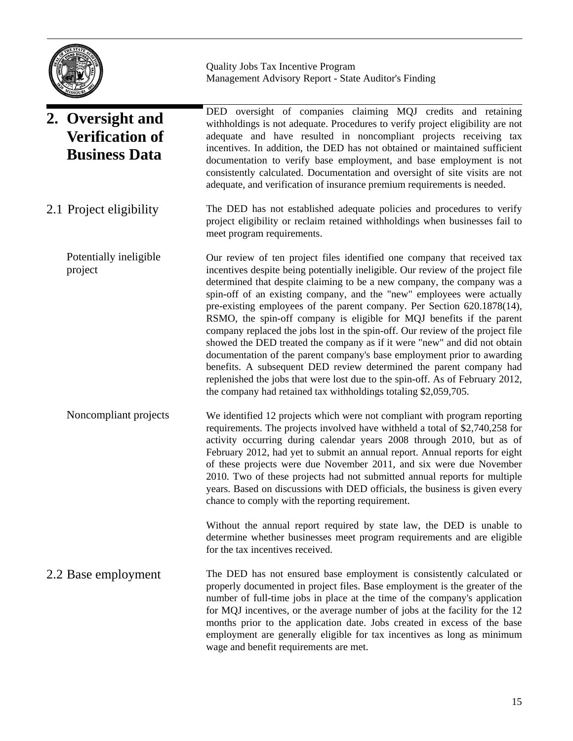## 2. Oversight and Verification of Business Data

DED oversight of companies claiming MQJ credits and retaining withholdings is not adequate. Procedures to verify project eligibility are not adequate and have resulted in noncompliant projects receiving tax incentives. In addition, the DED has not obtained or maintained sufficient documentation to verify base employment, and base employment is not consistently calculated. Documentation and oversight of site visits are not adequate, and verification of insurance premium requirements is needed.

### 2.1 Project eligibility

The DED has not established adequate policies and procedures to verify project eligibility or reclaim retained withholdings when businesses fail to meet program requirements.

#### Potentially ineligible project

Our review of ten project files identified one company that received tax incentives despite being potentially ineligible. Our review of the project file determined that despite claiming to be a new company, the company was a spin-off of an existing company, and the "new" employees were actually pre-existing employees of the parent company. Per Section 620.1878(14), RSMO, the spin-off company is eligible for MQJ benefits if the parent company replaced the jobs lost in the spin-off. Our review of the project file showed the DED treated the company as if it were "new" and did not obtain documentation of the parent company's base employment prior to awarding benefits. A subsequent DED review determined the parent company had replenished the jobs that were lost due to the spin-off. As of February 2012, the company had retained tax withholdings totaling $2,059,705.

#### Noncompliant projects

We identified 12 projects which were not compliant with program reporting requirements. The projects involved have withheld a total of $2,740,258 for activity occurring during calendar years 2008 through 2010, but as of February 2012, had yet to submit an annual report. Annual reports for eight of these projects were due November 2011, and six were due November 2010. Two of these projects had not submitted annual reports for multiple years. Based on discussions with DED officials, the business is given every chance to comply with the reporting requirement.

Without the annual report required by state law, the DED is unable to determine whether businesses meet program requirements and are eligible for the tax incentives received.

### 2.2 Base employment

The DED has not ensured base employment is consistently calculated or properly documented in project files. Base employment is the greater of the number of full-time jobs in place at the time of the company's application for MQJ incentives, or the average number of jobs at the facility for the 12 months prior to the application date. Jobs created in excess of the base employment are generally eligible for tax incentives as long as minimum wage and benefit requirements are met.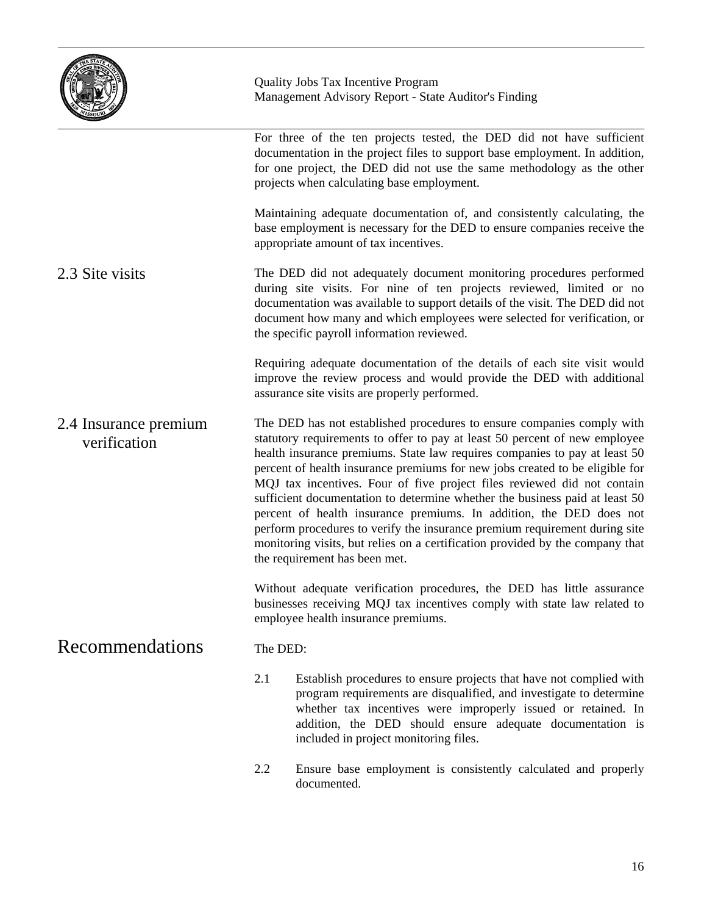For three of the ten projects tested, the DED did not have sufficient documentation in the project files to support base employment. In addition, for one project, the DED did not use the same methodology as the other projects when calculating base employment.

Maintaining adequate documentation of, and consistently calculating, the base employment is necessary for the DED to ensure companies receive the appropriate amount of tax incentives.

## 2.3 Site visits

The DED did not adequately document monitoring procedures performed during site visits. For nine of ten projects reviewed, limited or no documentation was available to support details of the visit. The DED did not document how many and which employees were selected for verification, or the specific payroll information reviewed.

Requiring adequate documentation of the details of each site visit would improve the review process and would provide the DED with additional assurance site visits are properly performed.

## 2.4 Insurance premium verification

The DED has not established procedures to ensure companies comply with statutory requirements to offer to pay at least 50 percent of new employee health insurance premiums. State law requires companies to pay at least 50 percent of health insurance premiums for new jobs created to be eligible for MQJ tax incentives. Four of five project files reviewed did not contain sufficient documentation to determine whether the business paid at least 50 percent of health insurance premiums. In addition, the DED does not perform procedures to verify the insurance premium requirement during site monitoring visits, but relies on a certification provided by the company that the requirement has been met.

Without adequate verification procedures, the DED has little assurance businesses receiving MQJ tax incentives comply with state law related to employee health insurance premiums.

# Recommendations

The DED:

2.1 Establish procedures to ensure projects that have not complied with program requirements are disqualified, and investigate to determine whether tax incentives were improperly issued or retained. In addition, the DED should ensure adequate documentation is included in project monitoring files.

2.2 Ensure base employment is consistently calculated and properly documented.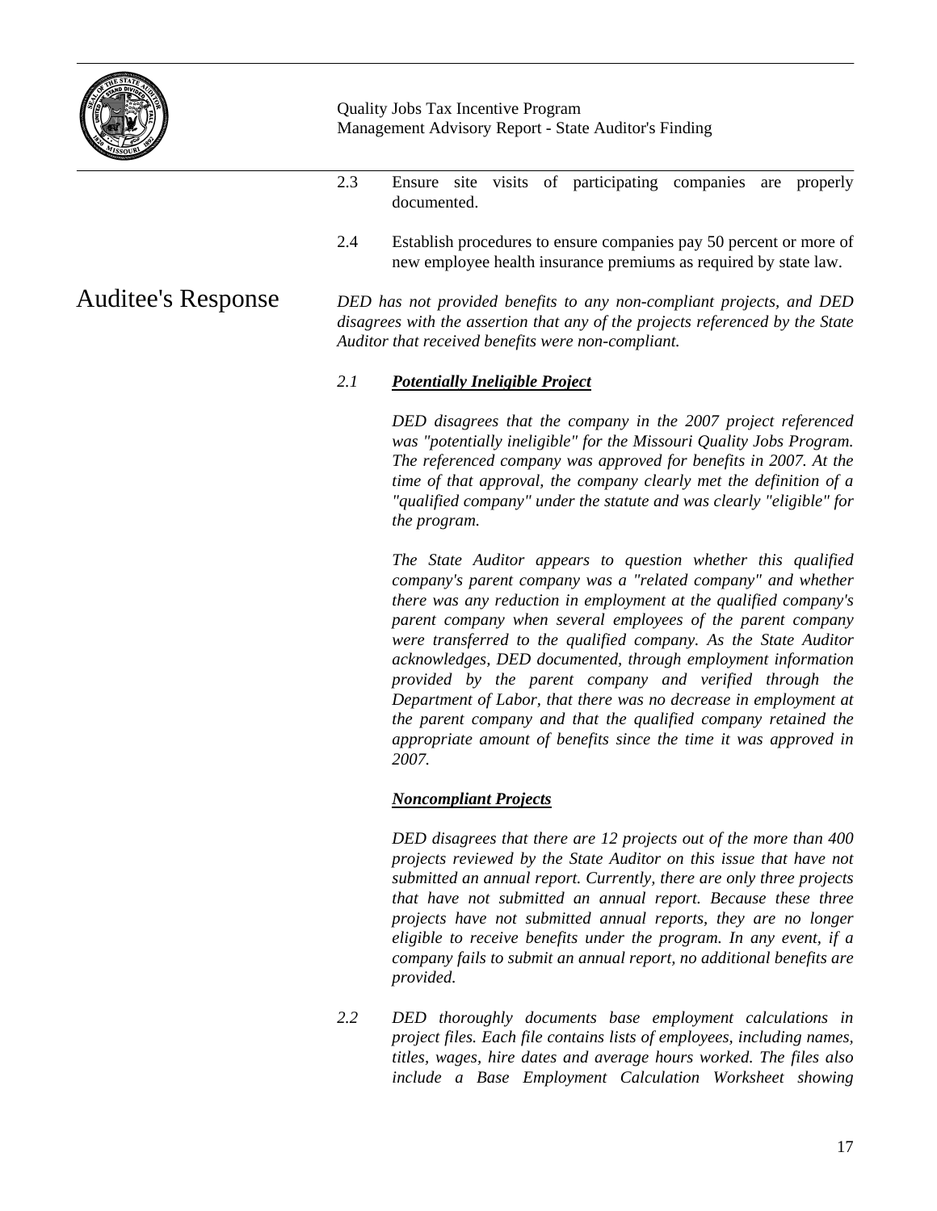2.3 Ensure site visits of participating companies are properly documented.

2.4 Establish procedures to ensure companies pay 50 percent or more of new employee health insurance premiums as required by state law.

## Auditee's Response

*DED has not provided benefits to any non-compliant projects, and DED disagrees with the assertion that any of the projects referenced by the State Auditor that received benefits were non-compliant.*

*2.1* ***Potentially Ineligible Project***

*DED disagrees that the company in the 2007 project referenced was "potentially ineligible" for the Missouri Quality Jobs Program. The referenced company was approved for benefits in 2007. At the time of that approval, the company clearly met the definition of a "qualified company" under the statute and was clearly "eligible" for the program.*

*The State Auditor appears to question whether this qualified company's parent company was a "related company" and whether there was any reduction in employment at the qualified company's parent company when several employees of the parent company were transferred to the qualified company. As the State Auditor acknowledges, DED documented, through employment information provided by the parent company and verified through the Department of Labor, that there was no decrease in employment at the parent company and that the qualified company retained the appropriate amount of benefits since the time it was approved in 2007.*

***Noncompliant Projects***

*DED disagrees that there are 12 projects out of the more than 400 projects reviewed by the State Auditor on this issue that have not submitted an annual report. Currently, there are only three projects that have not submitted an annual report. Because these three projects have not submitted annual reports, they are no longer eligible to receive benefits under the program. In any event, if a company fails to submit an annual report, no additional benefits are provided.*

*2.2* *DED thoroughly documents base employment calculations in project files. Each file contains lists of employees, including names, titles, wages, hire dates and average hours worked. The files also include a Base Employment Calculation Worksheet showing*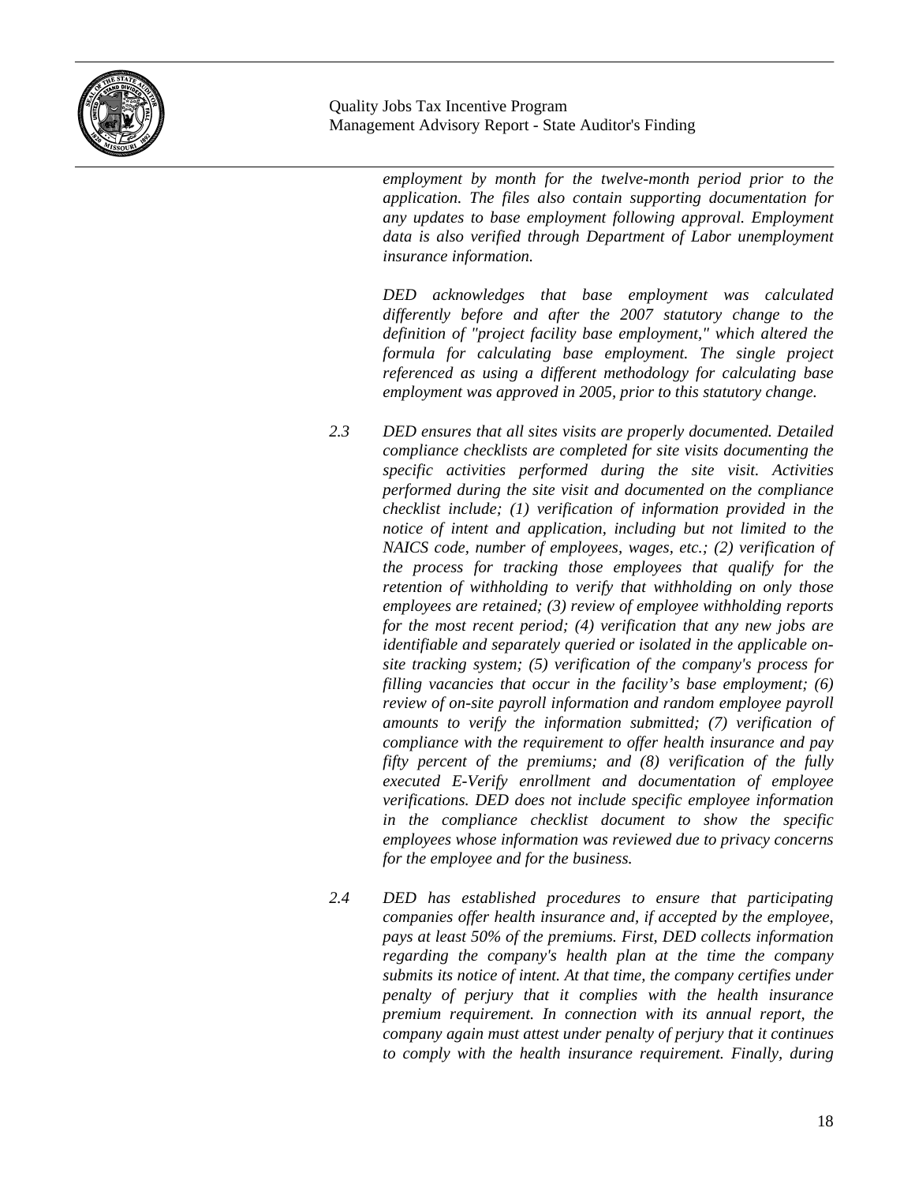*employment by month for the twelve-month period prior to the application. The files also contain supporting documentation for any updates to base employment following approval. Employment data is also verified through Department of Labor unemployment insurance information.*

*DED acknowledges that base employment was calculated differently before and after the 2007 statutory change to the definition of "project facility base employment," which altered the formula for calculating base employment. The single project referenced as using a different methodology for calculating base employment was approved in 2005, prior to this statutory change.*

2.3 *DED ensures that all sites visits are properly documented. Detailed compliance checklists are completed for site visits documenting the specific activities performed during the site visit. Activities performed during the site visit and documented on the compliance checklist include; (1) verification of information provided in the notice of intent and application, including but not limited to the NAICS code, number of employees, wages, etc.; (2) verification of the process for tracking those employees that qualify for the retention of withholding to verify that withholding on only those employees are retained; (3) review of employee withholding reports for the most recent period; (4) verification that any new jobs are identifiable and separately queried or isolated in the applicable on-site tracking system; (5) verification of the company's process for filling vacancies that occur in the facility's base employment; (6) review of on-site payroll information and random employee payroll amounts to verify the information submitted; (7) verification of compliance with the requirement to offer health insurance and pay fifty percent of the premiums; and (8) verification of the fully executed E-Verify enrollment and documentation of employee verifications. DED does not include specific employee information in the compliance checklist document to show the specific employees whose information was reviewed due to privacy concerns for the employee and for the business.*

2.4 *DED has established procedures to ensure that participating companies offer health insurance and, if accepted by the employee, pays at least 50% of the premiums. First, DED collects information regarding the company's health plan at the time the company submits its notice of intent. At that time, the company certifies under penalty of perjury that it complies with the health insurance premium requirement. In connection with its annual report, the company again must attest under penalty of perjury that it continues to comply with the health insurance requirement. Finally, during*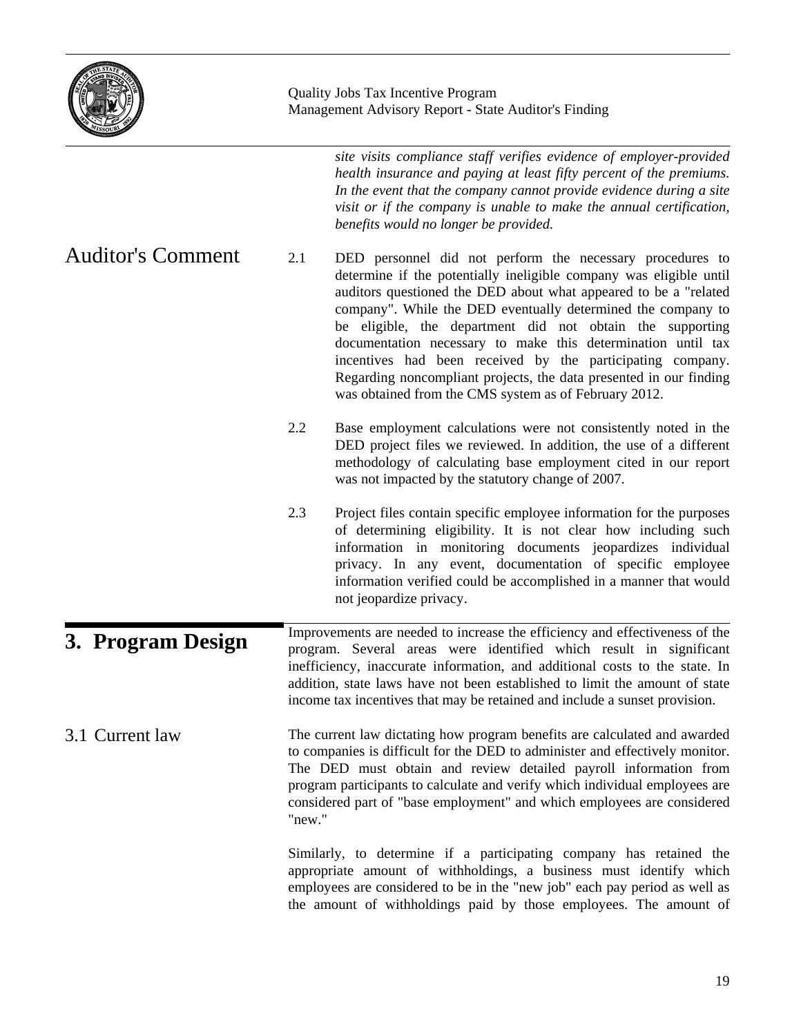*site visits compliance staff verifies evidence of employer-provided health insurance and paying at least fifty percent of the premiums. In the event that the company cannot provide evidence during a site visit or if the company is unable to make the annual certification, benefits would no longer be provided.*

## Auditor's Comment

2.1 DED personnel did not perform the necessary procedures to determine if the potentially ineligible company was eligible until auditors questioned the DED about what appeared to be a "related company". While the DED eventually determined the company to be eligible, the department did not obtain the supporting documentation necessary to make this determination until tax incentives had been received by the participating company. Regarding noncompliant projects, the data presented in our finding was obtained from the CMS system as of February 2012.

2.2 Base employment calculations were not consistently noted in the DED project files we reviewed. In addition, the use of a different methodology of calculating base employment cited in our report was not impacted by the statutory change of 2007.

2.3 Project files contain specific employee information for the purposes of determining eligibility. It is not clear how including such information in monitoring documents jeopardizes individual privacy. In any event, documentation of specific employee information verified could be accomplished in a manner that would not jeopardize privacy.

# 3. Program Design

Improvements are needed to increase the efficiency and effectiveness of the program. Several areas were identified which result in significant inefficiency, inaccurate information, and additional costs to the state. In addition, state laws have not been established to limit the amount of state income tax incentives that may be retained and include a sunset provision.

## 3.1 Current law

The current law dictating how program benefits are calculated and awarded to companies is difficult for the DED to administer and effectively monitor. The DED must obtain and review detailed payroll information from program participants to calculate and verify which individual employees are considered part of "base employment" and which employees are considered "new."

Similarly, to determine if a participating company has retained the appropriate amount of withholdings, a business must identify which employees are considered to be in the "new job" each pay period as well as the amount of withholdings paid by those employees. The amount of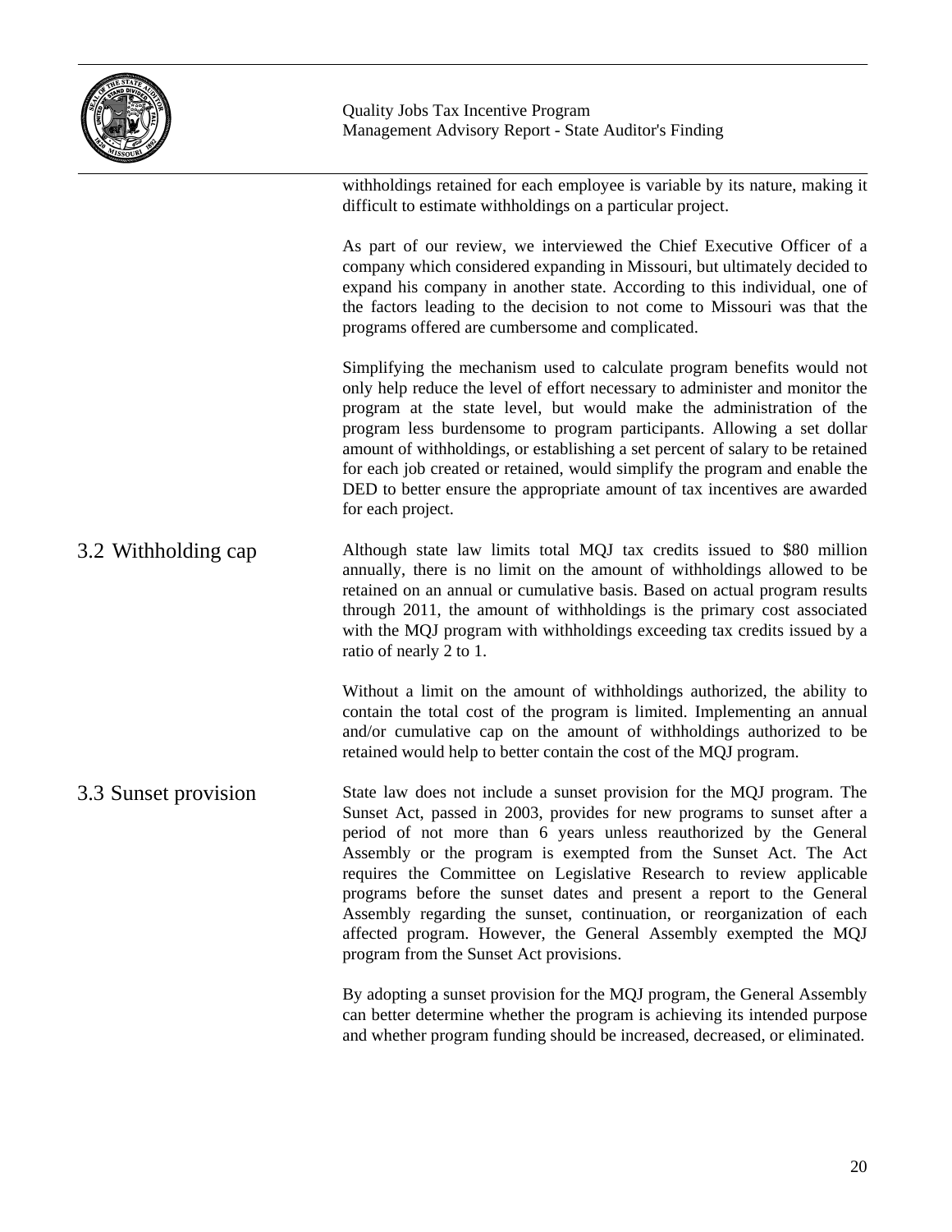withholdings retained for each employee is variable by its nature, making it difficult to estimate withholdings on a particular project.

As part of our review, we interviewed the Chief Executive Officer of a company which considered expanding in Missouri, but ultimately decided to expand his company in another state. According to this individual, one of the factors leading to the decision to not come to Missouri was that the programs offered are cumbersome and complicated.

Simplifying the mechanism used to calculate program benefits would not only help reduce the level of effort necessary to administer and monitor the program at the state level, but would make the administration of the program less burdensome to program participants. Allowing a set dollar amount of withholdings, or establishing a set percent of salary to be retained for each job created or retained, would simplify the program and enable the DED to better ensure the appropriate amount of tax incentives are awarded for each project.

## 3.2 Withholding cap

Although state law limits total MQJ tax credits issued to $80 million annually, there is no limit on the amount of withholdings allowed to be retained on an annual or cumulative basis. Based on actual program results through 2011, the amount of withholdings is the primary cost associated with the MQJ program with withholdings exceeding tax credits issued by a ratio of nearly 2 to 1.

Without a limit on the amount of withholdings authorized, the ability to contain the total cost of the program is limited. Implementing an annual and/or cumulative cap on the amount of withholdings authorized to be retained would help to better contain the cost of the MQJ program.

## 3.3 Sunset provision

State law does not include a sunset provision for the MQJ program. The Sunset Act, passed in 2003, provides for new programs to sunset after a period of not more than 6 years unless reauthorized by the General Assembly or the program is exempted from the Sunset Act. The Act requires the Committee on Legislative Research to review applicable programs before the sunset dates and present a report to the General Assembly regarding the sunset, continuation, or reorganization of each affected program. However, the General Assembly exempted the MQJ program from the Sunset Act provisions.

By adopting a sunset provision for the MQJ program, the General Assembly can better determine whether the program is achieving its intended purpose and whether program funding should be increased, decreased, or eliminated.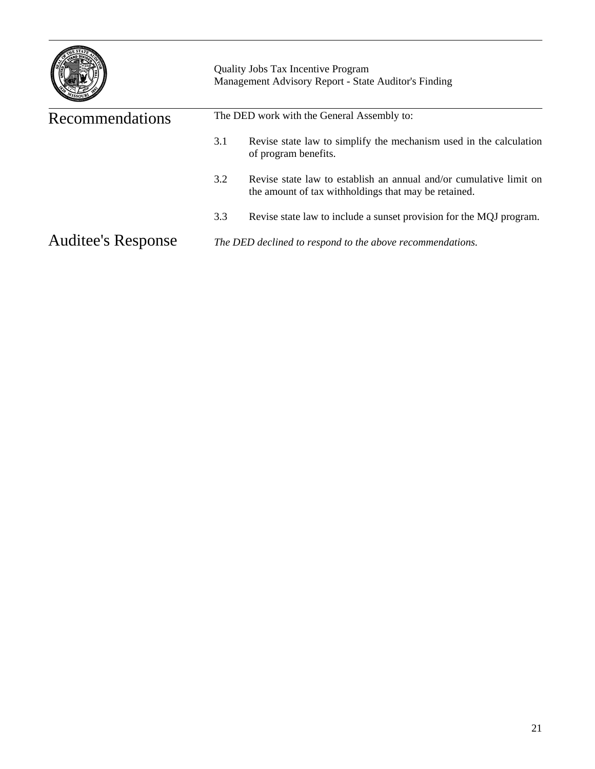## Recommendations

The DED work with the General Assembly to:

3.1 Revise state law to simplify the mechanism used in the calculation of program benefits.

3.2 Revise state law to establish an annual and/or cumulative limit on the amount of tax withholdings that may be retained.

3.3 Revise state law to include a sunset provision for the MQJ program.

## Auditee's Response

*The DED declined to respond to the above recommendations.*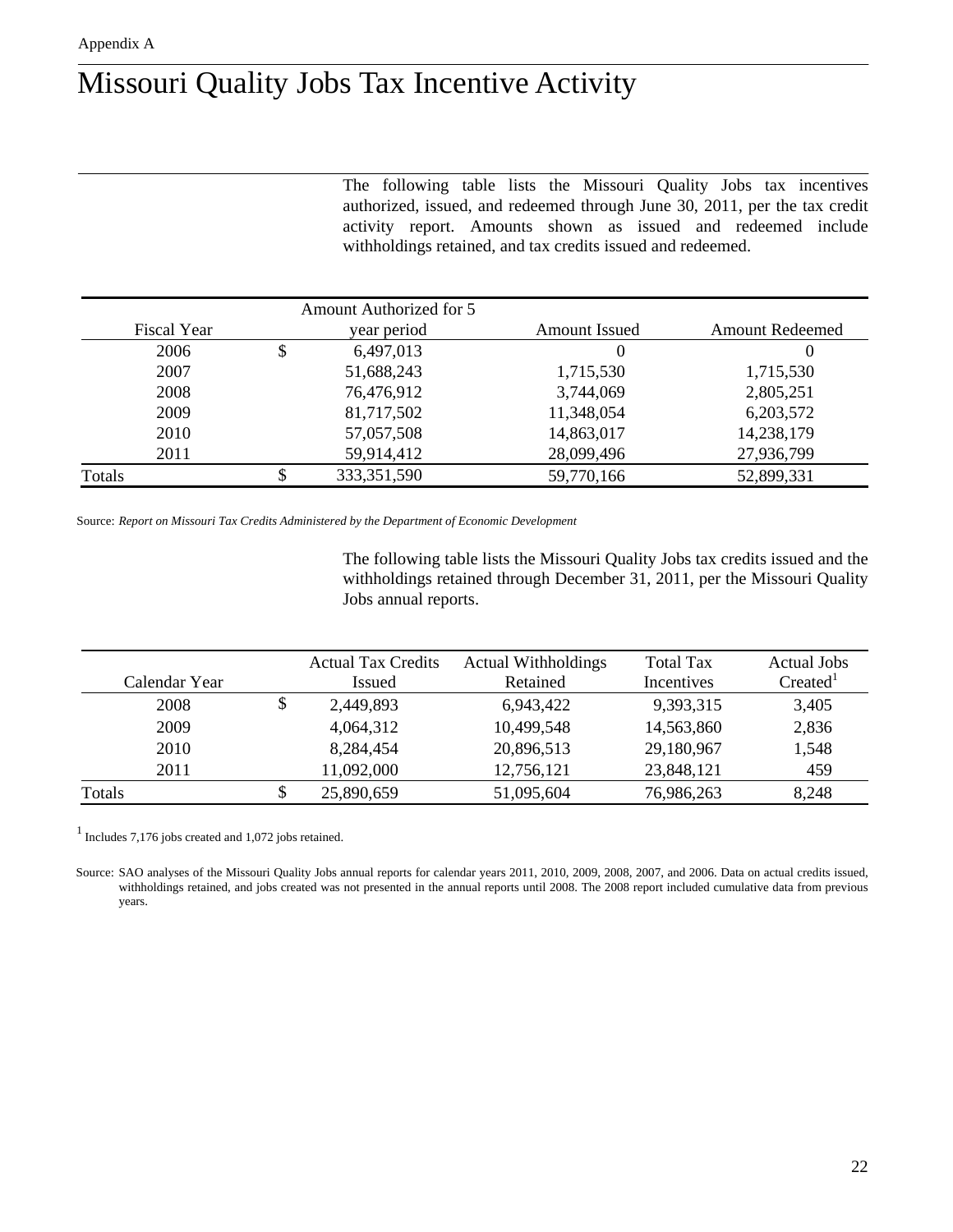Appendix A

# Missouri Quality Jobs Tax Incentive Activity

The following table lists the Missouri Quality Jobs tax incentives authorized, issued, and redeemed through June 30, 2011, per the tax credit activity report. Amounts shown as issued and redeemed include withholdings retained, and tax credits issued and redeemed.

| Fiscal Year | Amount Authorized for 5 year period | Amount Issued | Amount Redeemed |
|---|---|---|---|
| 2006 | $ 6,497,013 | 0 | 0 |
| 2007 | 51,688,243 | 1,715,530 | 1,715,530 |
| 2008 | 76,476,912 | 3,744,069 | 2,805,251 |
| 2009 | 81,717,502 | 11,348,054 | 6,203,572 |
| 2010 | 57,057,508 | 14,863,017 | 14,238,179 |
| 2011 | 59,914,412 | 28,099,496 | 27,936,799 |
| Totals | $ 333,351,590 | 59,770,166 | 52,899,331 |

Source: *Report on Missouri Tax Credits Administered by the Department of Economic Development*

The following table lists the Missouri Quality Jobs tax credits issued and the withholdings retained through December 31, 2011, per the Missouri Quality Jobs annual reports.

| Calendar Year | Actual Tax Credits Issued | Actual Withholdings Retained | Total Tax Incentives | Actual Jobs Created[1] |
|---|---|---|---|---|
| 2008 | $ 2,449,893 | 6,943,422 | 9,393,315 | 3,405 |
| 2009 | 4,064,312 | 10,499,548 | 14,563,860 | 2,836 |
| 2010 | 8,284,454 | 20,896,513 | 29,180,967 | 1,548 |
| 2011 | 11,092,000 | 12,756,121 | 23,848,121 | 459 |
| Totals | $ 25,890,659 | 51,095,604 | 76,986,263 | 8,248 |

[1] Includes 7,176 jobs created and 1,072 jobs retained.

Source: SAO analyses of the Missouri Quality Jobs annual reports for calendar years 2011, 2010, 2009, 2008, 2007, and 2006. Data on actual credits issued, withholdings retained, and jobs created was not presented in the annual reports until 2008. The 2008 report included cumulative data from previous years.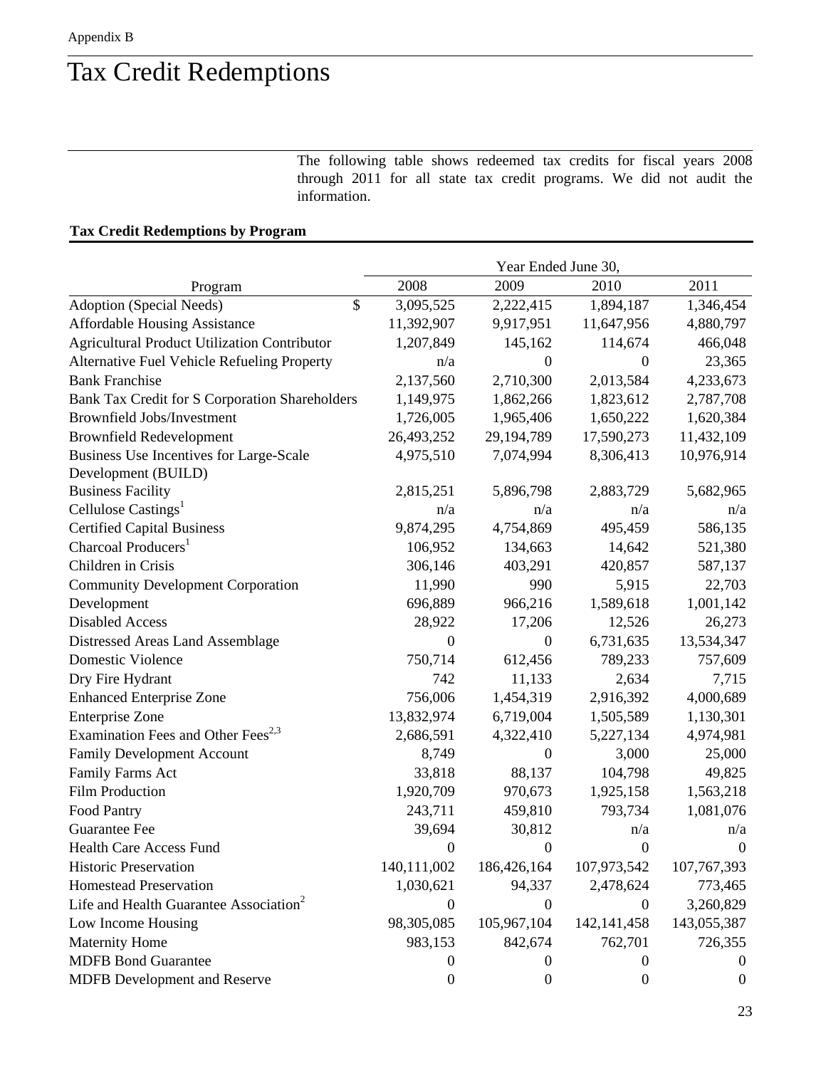Appendix B

# Tax Credit Redemptions

The following table shows redeemed tax credits for fiscal years 2008 through 2011 for all state tax credit programs. We did not audit the information.

**Tax Credit Redemptions by Program**

| Program | Year Ended June 30, 2008 | 2009 | 2010 | 2011 |
|---|---|---|---|---|
| Adoption (Special Needs) | $ 3,095,525 | 2,222,415 | 1,894,187 | 1,346,454 |
| Affordable Housing Assistance | 11,392,907 | 9,917,951 | 11,647,956 | 4,880,797 |
| Agricultural Product Utilization Contributor | 1,207,849 | 145,162 | 114,674 | 466,048 |
| Alternative Fuel Vehicle Refueling Property | n/a | 0 | 0 | 23,365 |
| Bank Franchise | 2,137,560 | 2,710,300 | 2,013,584 | 4,233,673 |
| Bank Tax Credit for S Corporation Shareholders | 1,149,975 | 1,862,266 | 1,823,612 | 2,787,708 |
| Brownfield Jobs/Investment | 1,726,005 | 1,965,406 | 1,650,222 | 1,620,384 |
| Brownfield Redevelopment | 26,493,252 | 29,194,789 | 17,590,273 | 11,432,109 |
| Business Use Incentives for Large-Scale Development (BUILD) | 4,975,510 | 7,074,994 | 8,306,413 | 10,976,914 |
| Business Facility | 2,815,251 | 5,896,798 | 2,883,729 | 5,682,965 |
| Cellulose Castings[1] | n/a | n/a | n/a | n/a |
| Certified Capital Business | 9,874,295 | 4,754,869 | 495,459 | 586,135 |
| Charcoal Producers[1] | 106,952 | 134,663 | 14,642 | 521,380 |
| Children in Crisis | 306,146 | 403,291 | 420,857 | 587,137 |
| Community Development Corporation | 11,990 | 990 | 5,915 | 22,703 |
| Development | 696,889 | 966,216 | 1,589,618 | 1,001,142 |
| Disabled Access | 28,922 | 17,206 | 12,526 | 26,273 |
| Distressed Areas Land Assemblage | 0 | 0 | 6,731,635 | 13,534,347 |
| Domestic Violence | 750,714 | 612,456 | 789,233 | 757,609 |
| Dry Fire Hydrant | 742 | 11,133 | 2,634 | 7,715 |
| Enhanced Enterprise Zone | 756,006 | 1,454,319 | 2,916,392 | 4,000,689 |
| Enterprise Zone | 13,832,974 | 6,719,004 | 1,505,589 | 1,130,301 |
| Examination Fees and Other Fees[2,3] | 2,686,591 | 4,322,410 | 5,227,134 | 4,974,981 |
| Family Development Account | 8,749 | 0 | 3,000 | 25,000 |
| Family Farms Act | 33,818 | 88,137 | 104,798 | 49,825 |
| Film Production | 1,920,709 | 970,673 | 1,925,158 | 1,563,218 |
| Food Pantry | 243,711 | 459,810 | 793,734 | 1,081,076 |
| Guarantee Fee | 39,694 | 30,812 | n/a | n/a |
| Health Care Access Fund | 0 | 0 | 0 | 0 |
| Historic Preservation | 140,111,002 | 186,426,164 | 107,973,542 | 107,767,393 |
| Homestead Preservation | 1,030,621 | 94,337 | 2,478,624 | 773,465 |
| Life and Health Guarantee Association[2] | 0 | 0 | 0 | 3,260,829 |
| Low Income Housing | 98,305,085 | 105,967,104 | 142,141,458 | 143,055,387 |
| Maternity Home | 983,153 | 842,674 | 762,701 | 726,355 |
| MDFB Bond Guarantee | 0 | 0 | 0 | 0 |
| MDFB Development and Reserve | 0 | 0 | 0 | 0 |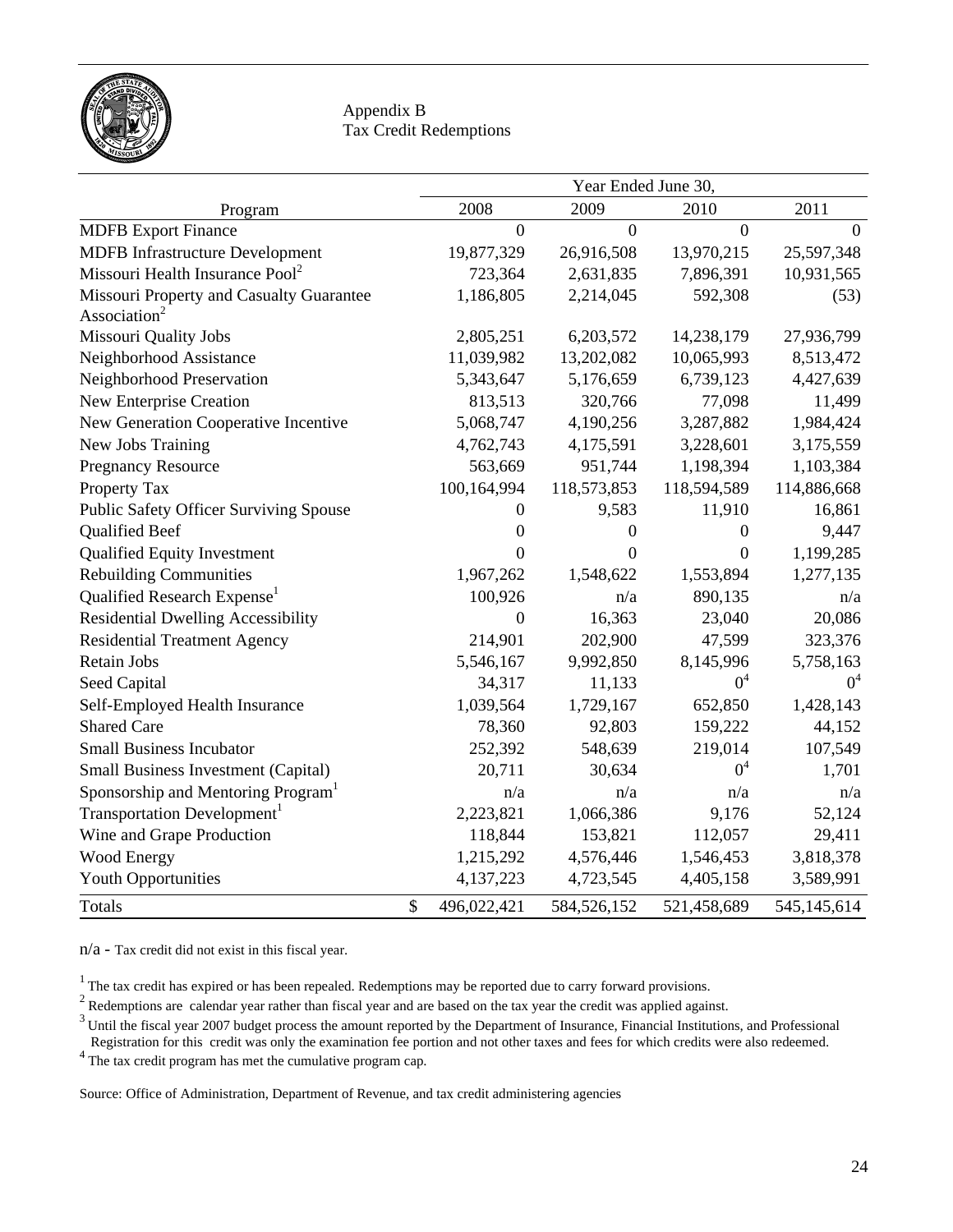Appendix B
Tax Credit Redemptions

| Program | Year Ended June 30, 2008 | 2009 | 2010 | 2011 |
|---|---|---|---|---|
| MDFB Export Finance | 0 | 0 | 0 | 0 |
| MDFB Infrastructure Development | 19,877,329 | 26,916,508 | 13,970,215 | 25,597,348 |
| Missouri Health Insurance Pool[2] | 723,364 | 2,631,835 | 7,896,391 | 10,931,565 |
| Missouri Property and Casualty Guarantee Association[2] | 1,186,805 | 2,214,045 | 592,308 | (53) |
| Missouri Quality Jobs | 2,805,251 | 6,203,572 | 14,238,179 | 27,936,799 |
| Neighborhood Assistance | 11,039,982 | 13,202,082 | 10,065,993 | 8,513,472 |
| Neighborhood Preservation | 5,343,647 | 5,176,659 | 6,739,123 | 4,427,639 |
| New Enterprise Creation | 813,513 | 320,766 | 77,098 | 11,499 |
| New Generation Cooperative Incentive | 5,068,747 | 4,190,256 | 3,287,882 | 1,984,424 |
| New Jobs Training | 4,762,743 | 4,175,591 | 3,228,601 | 3,175,559 |
| Pregnancy Resource | 563,669 | 951,744 | 1,198,394 | 1,103,384 |
| Property Tax | 100,164,994 | 118,573,853 | 118,594,589 | 114,886,668 |
| Public Safety Officer Surviving Spouse | 0 | 9,583 | 11,910 | 16,861 |
| Qualified Beef | 0 | 0 | 0 | 9,447 |
| Qualified Equity Investment | 0 | 0 | 0 | 1,199,285 |
| Rebuilding Communities | 1,967,262 | 1,548,622 | 1,553,894 | 1,277,135 |
| Qualified Research Expense[1] | 100,926 | n/a | 890,135 | n/a |
| Residential Dwelling Accessibility | 0 | 16,363 | 23,040 | 20,086 |
| Residential Treatment Agency | 214,901 | 202,900 | 47,599 | 323,376 |
| Retain Jobs | 5,546,167 | 9,992,850 | 8,145,996 | 5,758,163 |
| Seed Capital | 34,317 | 11,133 | 0[4] | 0[4] |
| Self-Employed Health Insurance | 1,039,564 | 1,729,167 | 652,850 | 1,428,143 |
| Shared Care | 78,360 | 92,803 | 159,222 | 44,152 |
| Small Business Incubator | 252,392 | 548,639 | 219,014 | 107,549 |
| Small Business Investment (Capital) | 20,711 | 30,634 | 0[4] | 1,701 |
| Sponsorship and Mentoring Program[1] | n/a | n/a | n/a | n/a |
| Transportation Development[1] | 2,223,821 | 1,066,386 | 9,176 | 52,124 |
| Wine and Grape Production | 118,844 | 153,821 | 112,057 | 29,411 |
| Wood Energy | 1,215,292 | 4,576,446 | 1,546,453 | 3,818,378 |
| Youth Opportunities | 4,137,223 | 4,723,545 | 4,405,158 | 3,589,991 |
| Totals | $ 496,022,421 | 584,526,152 | 521,458,689 | 545,145,614 |

n/a - Tax credit did not exist in this fiscal year.

[1] The tax credit has expired or has been repealed. Redemptions may be reported due to carry forward provisions.
[2] Redemptions are calendar year rather than fiscal year and are based on the tax year the credit was applied against.
[3] Until the fiscal year 2007 budget process the amount reported by the Department of Insurance, Financial Institutions, and Professional Registration for this credit was only the examination fee portion and not other taxes and fees for which credits were also redeemed.
[4] The tax credit program has met the cumulative program cap.

Source: Office of Administration, Department of Revenue, and tax credit administering agencies